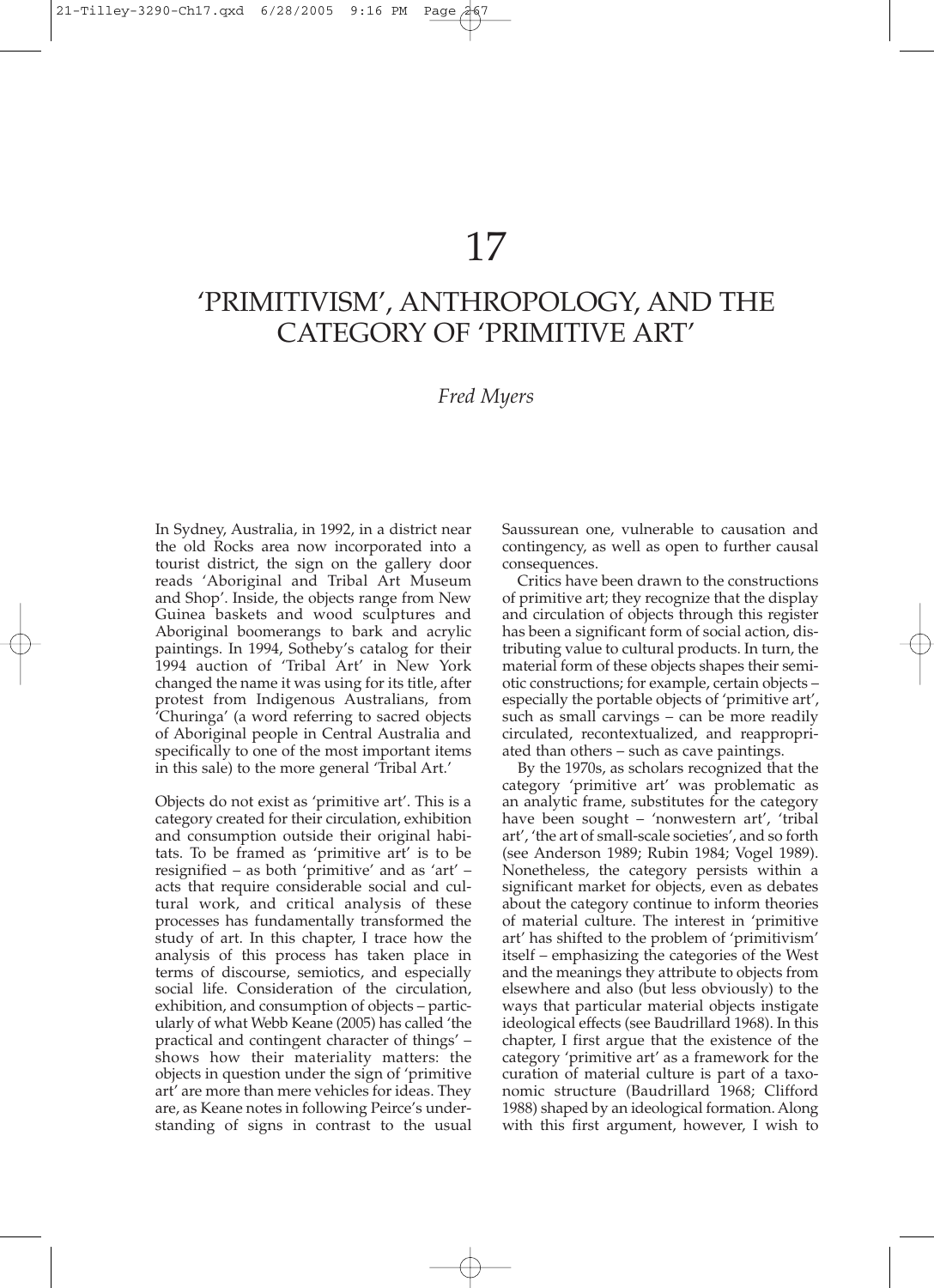# 17

# 'PRIMITIVISM', ANTHROPOLOGY, AND THE CATEGORY OF 'PRIMITIVE ART'

*Fred Myers*

In Sydney, Australia, in 1992, in a district near the old Rocks area now incorporated into a tourist district, the sign on the gallery door reads 'Aboriginal and Tribal Art Museum and Shop'. Inside, the objects range from New Guinea baskets and wood sculptures and Aboriginal boomerangs to bark and acrylic paintings. In 1994, Sotheby's catalog for their 1994 auction of 'Tribal Art' in New York changed the name it was using for its title, after protest from Indigenous Australians, from 'Churinga' (a word referring to sacred objects of Aboriginal people in Central Australia and specifically to one of the most important items in this sale) to the more general 'Tribal Art.'

Objects do not exist as 'primitive art'. This is a category created for their circulation, exhibition and consumption outside their original habitats. To be framed as 'primitive art' is to be resignified – as both 'primitive' and as 'art' – acts that require considerable social and cultural work, and critical analysis of these processes has fundamentally transformed the study of art. In this chapter, I trace how the analysis of this process has taken place in terms of discourse, semiotics, and especially social life. Consideration of the circulation, exhibition, and consumption of objects – particularly of what Webb Keane (2005) has called 'the practical and contingent character of things' – shows how their materiality matters: the objects in question under the sign of 'primitive art' are more than mere vehicles for ideas. They are, as Keane notes in following Peirce's understanding of signs in contrast to the usual Saussurean one, vulnerable to causation and contingency, as well as open to further causal consequences.

Critics have been drawn to the constructions of primitive art; they recognize that the display and circulation of objects through this register has been a significant form of social action, distributing value to cultural products. In turn, the material form of these objects shapes their semiotic constructions; for example, certain objects – especially the portable objects of 'primitive art', such as small carvings – can be more readily circulated, recontextualized, and reappropriated than others – such as cave paintings.

By the 1970s, as scholars recognized that the category 'primitive art' was problematic as an analytic frame, substitutes for the category have been sought – 'nonwestern art', 'tribal art', 'the art of small-scale societies', and so forth (see Anderson 1989; Rubin 1984; Vogel 1989). Nonetheless, the category persists within a significant market for objects, even as debates about the category continue to inform theories of material culture. The interest in 'primitive art' has shifted to the problem of 'primitivism' itself – emphasizing the categories of the West and the meanings they attribute to objects from elsewhere and also (but less obviously) to the ways that particular material objects instigate ideological effects (see Baudrillard 1968). In this chapter, I first argue that the existence of the category 'primitive art' as a framework for the curation of material culture is part of a taxonomic structure (Baudrillard 1968; Clifford 1988) shaped by an ideological formation. Along with this first argument, however, I wish to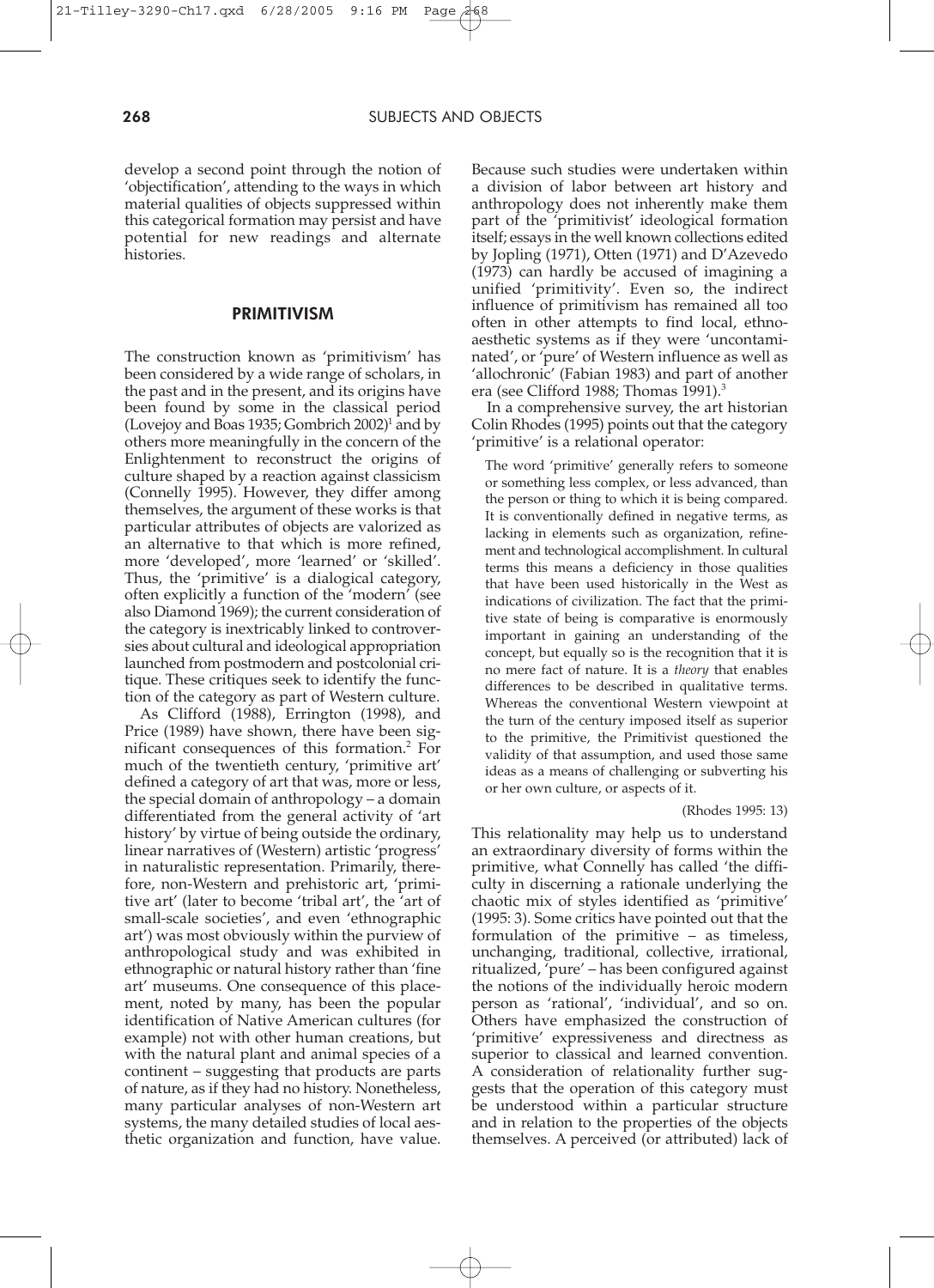develop a second point through the notion of 'objectification', attending to the ways in which material qualities of objects suppressed within this categorical formation may persist and have potential for new readings and alternate histories.

## PRIMITIVISM

The construction known as 'primitivism' has been considered by a wide range of scholars, in the past and in the present, and its origins have been found by some in the classical period (Lovejoy and Boas 1935; Gombrich 2002)[1] and by others more meaningfully in the concern of the Enlightenment to reconstruct the origins of culture shaped by a reaction against classicism (Connelly 1995). However, they differ among themselves, the argument of these works is that particular attributes of objects are valorized as an alternative to that which is more refined, more 'developed', more 'learned' or 'skilled'. Thus, the 'primitive' is a dialogical category, often explicitly a function of the 'modern' (see also Diamond 1969); the current consideration of the category is inextricably linked to controversies about cultural and ideological appropriation launched from postmodern and postcolonial critique. These critiques seek to identify the function of the category as part of Western culture.

As Clifford (1988), Errington (1998), and Price (1989) have shown, there have been significant consequences of this formation.[2] For much of the twentieth century, 'primitive art' defined a category of art that was, more or less, the special domain of anthropology – a domain differentiated from the general activity of 'art history' by virtue of being outside the ordinary, linear narratives of (Western) artistic 'progress' in naturalistic representation. Primarily, therefore, non-Western and prehistoric art, 'primitive art' (later to become 'tribal art', the 'art of small-scale societies', and even 'ethnographic art') was most obviously within the purview of anthropological study and was exhibited in ethnographic or natural history rather than 'fine art' museums. One consequence of this placement, noted by many, has been the popular identification of Native American cultures (for example) not with other human creations, but with the natural plant and animal species of a continent – suggesting that products are parts of nature, as if they had no history. Nonetheless, many particular analyses of non-Western art systems, the many detailed studies of local aesthetic organization and function, have value. Because such studies were undertaken within a division of labor between art history and anthropology does not inherently make them part of the 'primitivist' ideological formation itself; essays in the well known collections edited by Jopling (1971), Otten (1971) and D'Azevedo (1973) can hardly be accused of imagining a unified 'primitivity'. Even so, the indirect influence of primitivism has remained all too often in other attempts to find local, ethnoaesthetic systems as if they were 'uncontaminated', or 'pure' of Western influence as well as 'allochronic' (Fabian 1983) and part of another era (see Clifford 1988; Thomas 1991).[3]

In a comprehensive survey, the art historian Colin Rhodes (1995) points out that the category 'primitive' is a relational operator:

> The word 'primitive' generally refers to someone or something less complex, or less advanced, than the person or thing to which it is being compared. It is conventionally defined in negative terms, as lacking in elements such as organization, refinement and technological accomplishment. In cultural terms this means a deficiency in those qualities that have been used historically in the West as indications of civilization. The fact that the primitive state of being is comparative is enormously important in gaining an understanding of the concept, but equally so is the recognition that it is no mere fact of nature. It is a *theory* that enables differences to be described in qualitative terms. Whereas the conventional Western viewpoint at the turn of the century imposed itself as superior to the primitive, the Primitivist questioned the validity of that assumption, and used those same ideas as a means of challenging or subverting his or her own culture, or aspects of it.
>
> (Rhodes 1995: 13)

This relationality may help us to understand an extraordinary diversity of forms within the primitive, what Connelly has called 'the difficulty in discerning a rationale underlying the chaotic mix of styles identified as 'primitive' (1995: 3). Some critics have pointed out that the formulation of the primitive – as timeless, unchanging, traditional, collective, irrational, ritualized, 'pure' – has been configured against the notions of the individually heroic modern person as 'rational', 'individual', and so on. Others have emphasized the construction of 'primitive' expressiveness and directness as superior to classical and learned convention. A consideration of relationality further suggests that the operation of this category must be understood within a particular structure and in relation to the properties of the objects themselves. A perceived (or attributed) lack of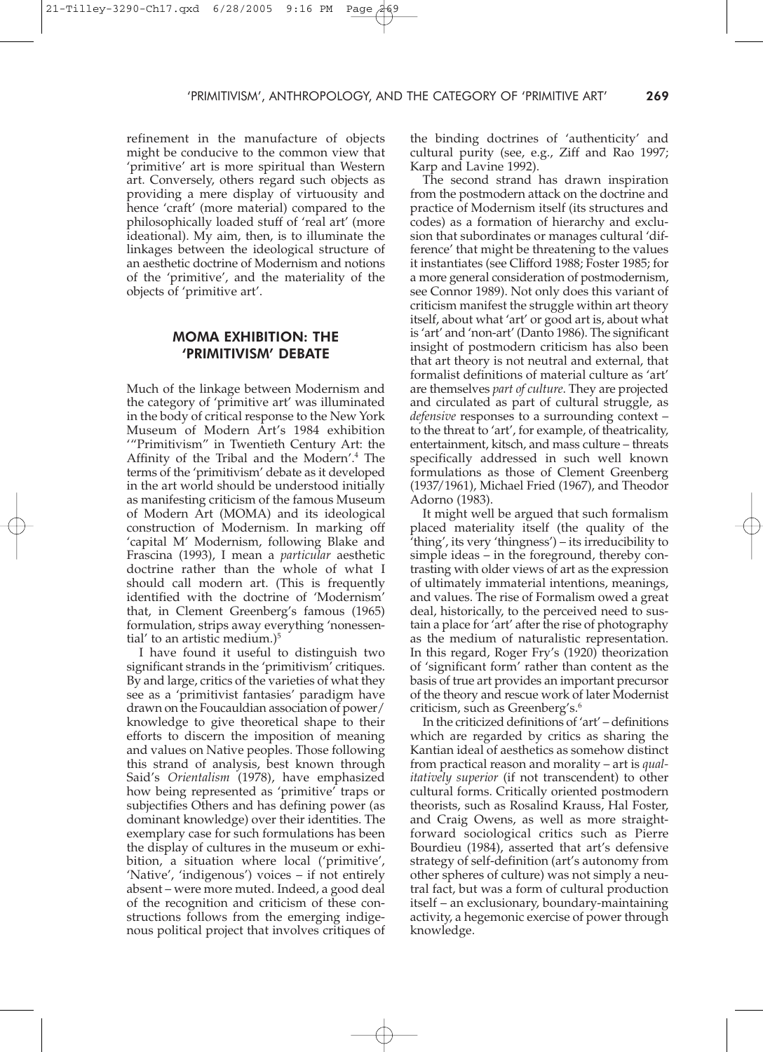refinement in the manufacture of objects might be conducive to the common view that 'primitive' art is more spiritual than Western art. Conversely, others regard such objects as providing a mere display of virtuousity and hence 'craft' (more material) compared to the philosophically loaded stuff of 'real art' (more ideational). My aim, then, is to illuminate the linkages between the ideological structure of an aesthetic doctrine of Modernism and notions of the 'primitive', and the materiality of the objects of 'primitive art'.

## MOMA EXHIBITION: THE 'PRIMITIVISM' DEBATE

Much of the linkage between Modernism and the category of 'primitive art' was illuminated in the body of critical response to the New York Museum of Modern Art's 1984 exhibition '"Primitivism" in Twentieth Century Art: the Affinity of the Tribal and the Modern'.[4] The terms of the 'primitivism' debate as it developed in the art world should be understood initially as manifesting criticism of the famous Museum of Modern Art (MOMA) and its ideological construction of Modernism. In marking off 'capital M' Modernism, following Blake and Frascina (1993), I mean a *particular* aesthetic doctrine rather than the whole of what I should call modern art. (This is frequently identified with the doctrine of 'Modernism' that, in Clement Greenberg's famous (1965) formulation, strips away everything 'nonessential' to an artistic medium.)[5]

I have found it useful to distinguish two significant strands in the 'primitivism' critiques. By and large, critics of the varieties of what they see as a 'primitivist fantasies' paradigm have drawn on the Foucauldian association of power/knowledge to give theoretical shape to their efforts to discern the imposition of meaning and values on Native peoples. Those following this strand of analysis, best known through Said's *Orientalism* (1978), have emphasized how being represented as 'primitive' traps or subjectifies Others and has defining power (as dominant knowledge) over their identities. The exemplary case for such formulations has been the display of cultures in the museum or exhibition, a situation where local ('primitive', 'Native', 'indigenous') voices – if not entirely absent – were more muted. Indeed, a good deal of the recognition and criticism of these constructions follows from the emerging indigenous political project that involves critiques of the binding doctrines of 'authenticity' and cultural purity (see, e.g., Ziff and Rao 1997; Karp and Lavine 1992).

The second strand has drawn inspiration from the postmodern attack on the doctrine and practice of Modernism itself (its structures and codes) as a formation of hierarchy and exclusion that subordinates or manages cultural 'difference' that might be threatening to the values it instantiates (see Clifford 1988; Foster 1985; for a more general consideration of postmodernism, see Connor 1989). Not only does this variant of criticism manifest the struggle within art theory itself, about what 'art' or good art is, about what is 'art' and 'non-art' (Danto 1986). The significant insight of postmodern criticism has also been that art theory is not neutral and external, that formalist definitions of material culture as 'art' are themselves *part of culture*. They are projected and circulated as part of cultural struggle, as *defensive* responses to a surrounding context – to the threat to 'art', for example, of theatricality, entertainment, kitsch, and mass culture – threats specifically addressed in such well known formulations as those of Clement Greenberg (1937/1961), Michael Fried (1967), and Theodor Adorno (1983).

It might well be argued that such formalism placed materiality itself (the quality of the 'thing', its very 'thingness') – its irreducibility to simple ideas – in the foreground, thereby contrasting with older views of art as the expression of ultimately immaterial intentions, meanings, and values. The rise of Formalism owed a great deal, historically, to the perceived need to sustain a place for 'art' after the rise of photography as the medium of naturalistic representation. In this regard, Roger Fry's (1920) theorization of 'significant form' rather than content as the basis of true art provides an important precursor of the theory and rescue work of later Modernist criticism, such as Greenberg's.[6]

In the criticized definitions of 'art' – definitions which are regarded by critics as sharing the Kantian ideal of aesthetics as somehow distinct from practical reason and morality – art is *qualitatively superior* (if not transcendent) to other cultural forms. Critically oriented postmodern theorists, such as Rosalind Krauss, Hal Foster, and Craig Owens, as well as more straightforward sociological critics such as Pierre Bourdieu (1984), asserted that art's defensive strategy of self-definition (art's autonomy from other spheres of culture) was not simply a neutral fact, but was a form of cultural production itself – an exclusionary, boundary-maintaining activity, a hegemonic exercise of power through knowledge.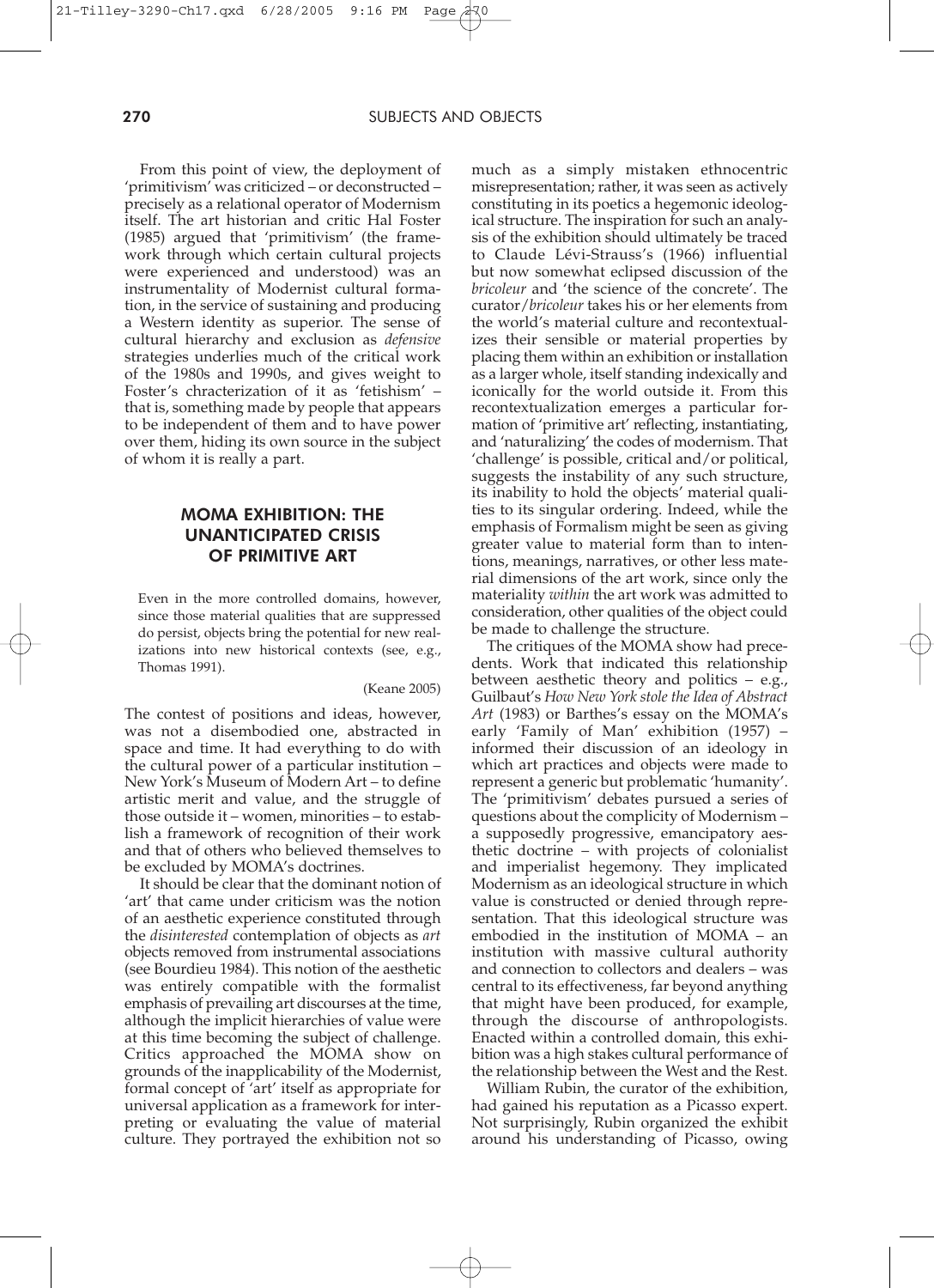From this point of view, the deployment of 'primitivism' was criticized – or deconstructed – precisely as a relational operator of Modernism itself. The art historian and critic Hal Foster (1985) argued that 'primitivism' (the framework through which certain cultural projects were experienced and understood) was an instrumentality of Modernist cultural formation, in the service of sustaining and producing a Western identity as superior. The sense of cultural hierarchy and exclusion as *defensive* strategies underlies much of the critical work of the 1980s and 1990s, and gives weight to Foster's chracterization of it as 'fetishism' – that is, something made by people that appears to be independent of them and to have power over them, hiding its own source in the subject of whom it is really a part.

## MOMA EXHIBITION: THE UNANTICIPATED CRISIS OF PRIMITIVE ART

> Even in the more controlled domains, however, since those material qualities that are suppressed do persist, objects bring the potential for new realizations into new historical contexts (see, e.g., Thomas 1991).
>
> (Keane 2005)

The contest of positions and ideas, however, was not a disembodied one, abstracted in space and time. It had everything to do with the cultural power of a particular institution – New York's Museum of Modern Art – to define artistic merit and value, and the struggle of those outside it – women, minorities – to establish a framework of recognition of their work and that of others who believed themselves to be excluded by MOMA's doctrines.

It should be clear that the dominant notion of 'art' that came under criticism was the notion of an aesthetic experience constituted through the *disinterested* contemplation of objects as *art* objects removed from instrumental associations (see Bourdieu 1984). This notion of the aesthetic was entirely compatible with the formalist emphasis of prevailing art discourses at the time, although the implicit hierarchies of value were at this time becoming the subject of challenge. Critics approached the MOMA show on grounds of the inapplicability of the Modernist, formal concept of 'art' itself as appropriate for universal application as a framework for interpreting or evaluating the value of material culture. They portrayed the exhibition not so much as a simply mistaken ethnocentric misrepresentation; rather, it was seen as actively constituting in its poetics a hegemonic ideological structure. The inspiration for such an analysis of the exhibition should ultimately be traced to Claude Lévi-Strauss's (1966) influential but now somewhat eclipsed discussion of the *bricoleur* and 'the science of the concrete'. The curator/*bricoleur* takes his or her elements from the world's material culture and recontextualizes their sensible or material properties by placing them within an exhibition or installation as a larger whole, itself standing indexically and iconically for the world outside it. From this recontextualization emerges a particular formation of 'primitive art' reflecting, instantiating, and 'naturalizing' the codes of modernism. That 'challenge' is possible, critical and/or political, suggests the instability of any such structure, its inability to hold the objects' material qualities to its singular ordering. Indeed, while the emphasis of Formalism might be seen as giving greater value to material form than to intentions, meanings, narratives, or other less material dimensions of the art work, since only the materiality *within* the art work was admitted to consideration, other qualities of the object could be made to challenge the structure.

The critiques of the MOMA show had precedents. Work that indicated this relationship between aesthetic theory and politics – e.g., Guilbaut's *How New York stole the Idea of Abstract Art* (1983) or Barthes's essay on the MOMA's early 'Family of Man' exhibition (1957) – informed their discussion of an ideology in which art practices and objects were made to represent a generic but problematic 'humanity'. The 'primitivism' debates pursued a series of questions about the complicity of Modernism – a supposedly progressive, emancipatory aesthetic doctrine – with projects of colonialist and imperialist hegemony. They implicated Modernism as an ideological structure in which value is constructed or denied through representation. That this ideological structure was embodied in the institution of MOMA – an institution with massive cultural authority and connection to collectors and dealers – was central to its effectiveness, far beyond anything that might have been produced, for example, through the discourse of anthropologists. Enacted within a controlled domain, this exhibition was a high stakes cultural performance of the relationship between the West and the Rest.

William Rubin, the curator of the exhibition, had gained his reputation as a Picasso expert. Not surprisingly, Rubin organized the exhibit around his understanding of Picasso, owing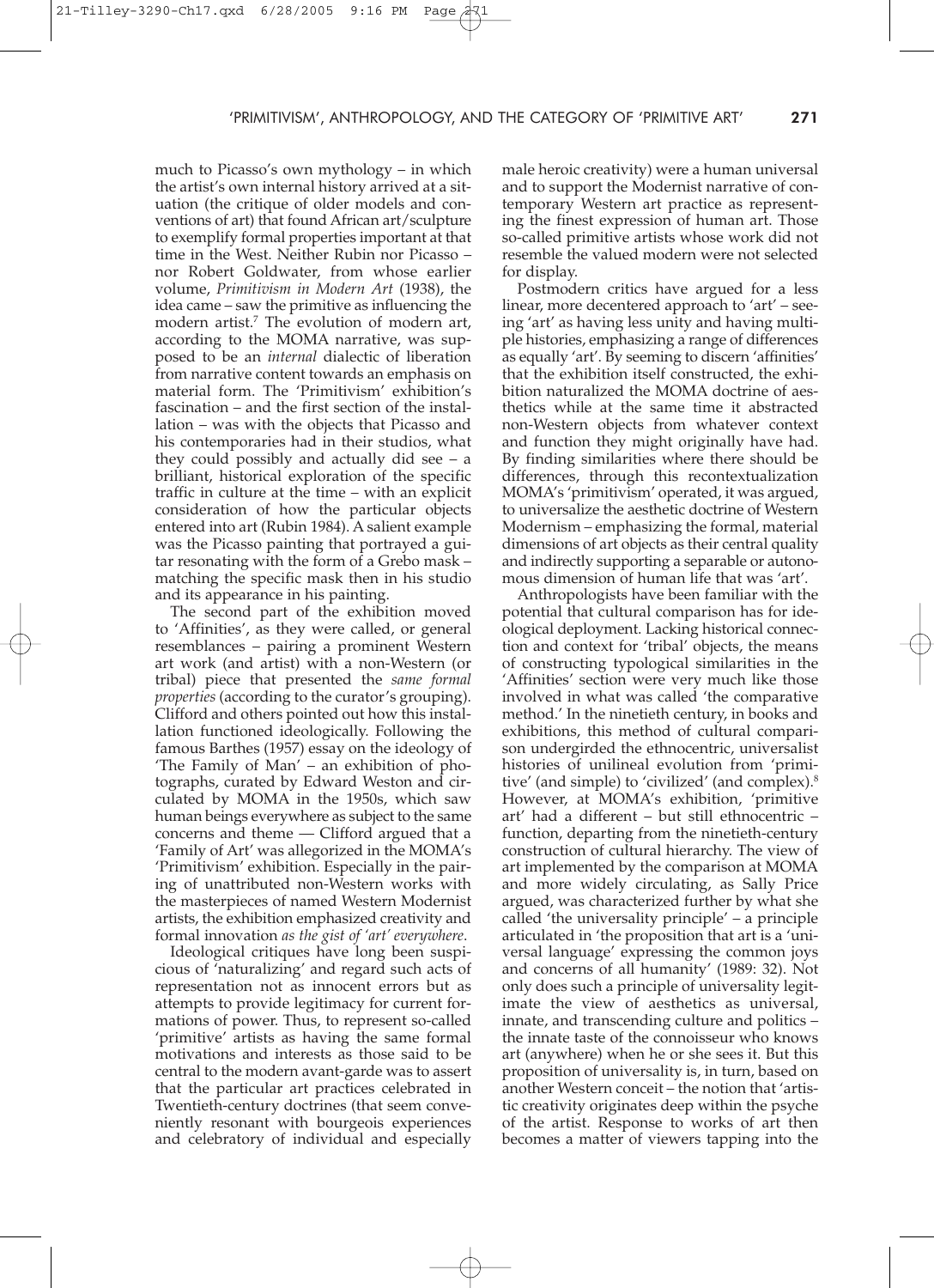much to Picasso's own mythology – in which the artist's own internal history arrived at a situation (the critique of older models and conventions of art) that found African art/sculpture to exemplify formal properties important at that time in the West. Neither Rubin nor Picasso – nor Robert Goldwater, from whose earlier volume, *Primitivism in Modern Art* (1938), the idea came – saw the primitive as influencing the modern artist.[7] The evolution of modern art, according to the MOMA narrative, was supposed to be an *internal* dialectic of liberation from narrative content towards an emphasis on material form. The 'Primitivism' exhibition's fascination – and the first section of the installation – was with the objects that Picasso and his contemporaries had in their studios, what they could possibly and actually did see – a brilliant, historical exploration of the specific traffic in culture at the time – with an explicit consideration of how the particular objects entered into art (Rubin 1984). A salient example was the Picasso painting that portrayed a guitar resonating with the form of a Grebo mask – matching the specific mask then in his studio and its appearance in his painting.

The second part of the exhibition moved to 'Affinities', as they were called, or general resemblances – pairing a prominent Western art work (and artist) with a non-Western (or tribal) piece that presented the *same formal properties* (according to the curator's grouping). Clifford and others pointed out how this installation functioned ideologically. Following the famous Barthes (1957) essay on the ideology of 'The Family of Man' – an exhibition of photographs, curated by Edward Weston and circulated by MOMA in the 1950s, which saw human beings everywhere as subject to the same concerns and theme — Clifford argued that a 'Family of Art' was allegorized in the MOMA's 'Primitivism' exhibition. Especially in the pairing of unattributed non-Western works with the masterpieces of named Western Modernist artists, the exhibition emphasized creativity and formal innovation *as the gist of 'art' everywhere*.

Ideological critiques have long been suspicious of 'naturalizing' and regard such acts of representation not as innocent errors but as attempts to provide legitimacy for current formations of power. Thus, to represent so-called 'primitive' artists as having the same formal motivations and interests as those said to be central to the modern avant-garde was to assert that the particular art practices celebrated in Twentieth-century doctrines (that seem conveniently resonant with bourgeois experiences and celebratory of individual and especially male heroic creativity) were a human universal and to support the Modernist narrative of contemporary Western art practice as representing the finest expression of human art. Those so-called primitive artists whose work did not resemble the valued modern were not selected for display.

Postmodern critics have argued for a less linear, more decentered approach to 'art' – seeing 'art' as having less unity and having multiple histories, emphasizing a range of differences as equally 'art'. By seeming to discern 'affinities' that the exhibition itself constructed, the exhibition naturalized the MOMA doctrine of aesthetics while at the same time it abstracted non-Western objects from whatever context and function they might originally have had. By finding similarities where there should be differences, through this recontextualization MOMA's 'primitivism' operated, it was argued, to universalize the aesthetic doctrine of Western Modernism – emphasizing the formal, material dimensions of art objects as their central quality and indirectly supporting a separable or autonomous dimension of human life that was 'art'.

Anthropologists have been familiar with the potential that cultural comparison has for ideological deployment. Lacking historical connection and context for 'tribal' objects, the means of constructing typological similarities in the 'Affinities' section were very much like those involved in what was called 'the comparative method.' In the ninetieth century, in books and exhibitions, this method of cultural comparison undergirded the ethnocentric, universalist histories of unilineal evolution from 'primitive' (and simple) to 'civilized' (and complex).[8] However, at MOMA's exhibition, 'primitive art' had a different – but still ethnocentric – function, departing from the ninetieth-century construction of cultural hierarchy. The view of art implemented by the comparison at MOMA and more widely circulating, as Sally Price argued, was characterized further by what she called 'the universality principle' – a principle articulated in 'the proposition that art is a 'universal language' expressing the common joys and concerns of all humanity' (1989: 32). Not only does such a principle of universality legitimate the view of aesthetics as universal, innate, and transcending culture and politics – the innate taste of the connoisseur who knows art (anywhere) when he or she sees it. But this proposition of universality is, in turn, based on another Western conceit – the notion that 'artistic creativity originates deep within the psyche of the artist. Response to works of art then becomes a matter of viewers tapping into the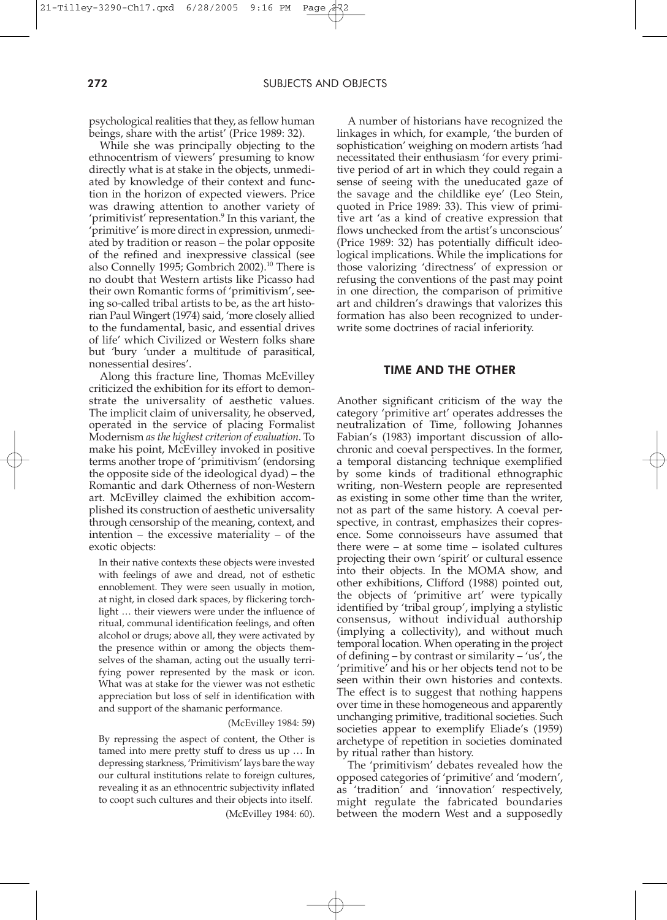psychological realities that they, as fellow human beings, share with the artist' (Price 1989: 32).

While she was principally objecting to the ethnocentrism of viewers' presuming to know directly what is at stake in the objects, unmediated by knowledge of their context and function in the horizon of expected viewers. Price was drawing attention to another variety of 'primitivist' representation.[9] In this variant, the 'primitive' is more direct in expression, unmediated by tradition or reason – the polar opposite of the refined and inexpressive classical (see also Connelly 1995; Gombrich 2002).[10] There is no doubt that Western artists like Picasso had their own Romantic forms of 'primitivism', seeing so-called tribal artists to be, as the art historian Paul Wingert (1974) said, 'more closely allied to the fundamental, basic, and essential drives of life' which Civilized or Western folks share but 'bury 'under a multitude of parasitical, nonessential desires'.

Along this fracture line, Thomas McEvilley criticized the exhibition for its effort to demonstrate the universality of aesthetic values. The implicit claim of universality, he observed, operated in the service of placing Formalist Modernism *as the highest criterion of evaluation*. To make his point, McEvilley invoked in positive terms another trope of 'primitivism' (endorsing the opposite side of the ideological dyad) – the Romantic and dark Otherness of non-Western art. McEvilley claimed the exhibition accomplished its construction of aesthetic universality through censorship of the meaning, context, and intention – the excessive materiality – of the exotic objects:

> In their native contexts these objects were invested with feelings of awe and dread, not of esthetic ennoblement. They were seen usually in motion, at night, in closed dark spaces, by flickering torchlight … their viewers were under the influence of ritual, communal identification feelings, and often alcohol or drugs; above all, they were activated by the presence within or among the objects themselves of the shaman, acting out the usually terrifying power represented by the mask or icon. What was at stake for the viewer was not esthetic appreciation but loss of self in identification with and support of the shamanic performance.
>
> (McEvilley 1984: 59)

> By repressing the aspect of content, the Other is tamed into mere pretty stuff to dress us up … In depressing starkness, 'Primitivism' lays bare the way our cultural institutions relate to foreign cultures, revealing it as an ethnocentric subjectivity inflated to coopt such cultures and their objects into itself.
>
> (McEvilley 1984: 60).

A number of historians have recognized the linkages in which, for example, 'the burden of sophistication' weighing on modern artists 'had necessitated their enthusiasm 'for every primitive period of art in which they could regain a sense of seeing with the uneducated gaze of the savage and the childlike eye' (Leo Stein, quoted in Price 1989: 33). This view of primitive art 'as a kind of creative expression that flows unchecked from the artist's unconscious' (Price 1989: 32) has potentially difficult ideological implications. While the implications for those valorizing 'directness' of expression or refusing the conventions of the past may point in one direction, the comparison of primitive art and children's drawings that valorizes this formation has also been recognized to underwrite some doctrines of racial inferiority.

## TIME AND THE OTHER

Another significant criticism of the way the category 'primitive art' operates addresses the neutralization of Time, following Johannes Fabian's (1983) important discussion of allochronic and coeval perspectives. In the former, a temporal distancing technique exemplified by some kinds of traditional ethnographic writing, non-Western people are represented as existing in some other time than the writer, not as part of the same history. A coeval perspective, in contrast, emphasizes their copresence. Some connoisseurs have assumed that there were – at some time – isolated cultures projecting their own 'spirit' or cultural essence into their objects. In the MOMA show, and other exhibitions, Clifford (1988) pointed out, the objects of 'primitive art' were typically identified by 'tribal group', implying a stylistic consensus, without individual authorship (implying a collectivity), and without much temporal location. When operating in the project of defining – by contrast or similarity – 'us', the 'primitive' and his or her objects tend not to be seen within their own histories and contexts. The effect is to suggest that nothing happens over time in these homogeneous and apparently unchanging primitive, traditional societies. Such societies appear to exemplify Eliade's (1959) archetype of repetition in societies dominated by ritual rather than history.

The 'primitivism' debates revealed how the opposed categories of 'primitive' and 'modern', as 'tradition' and 'innovation' respectively, might regulate the fabricated boundaries between the modern West and a supposedly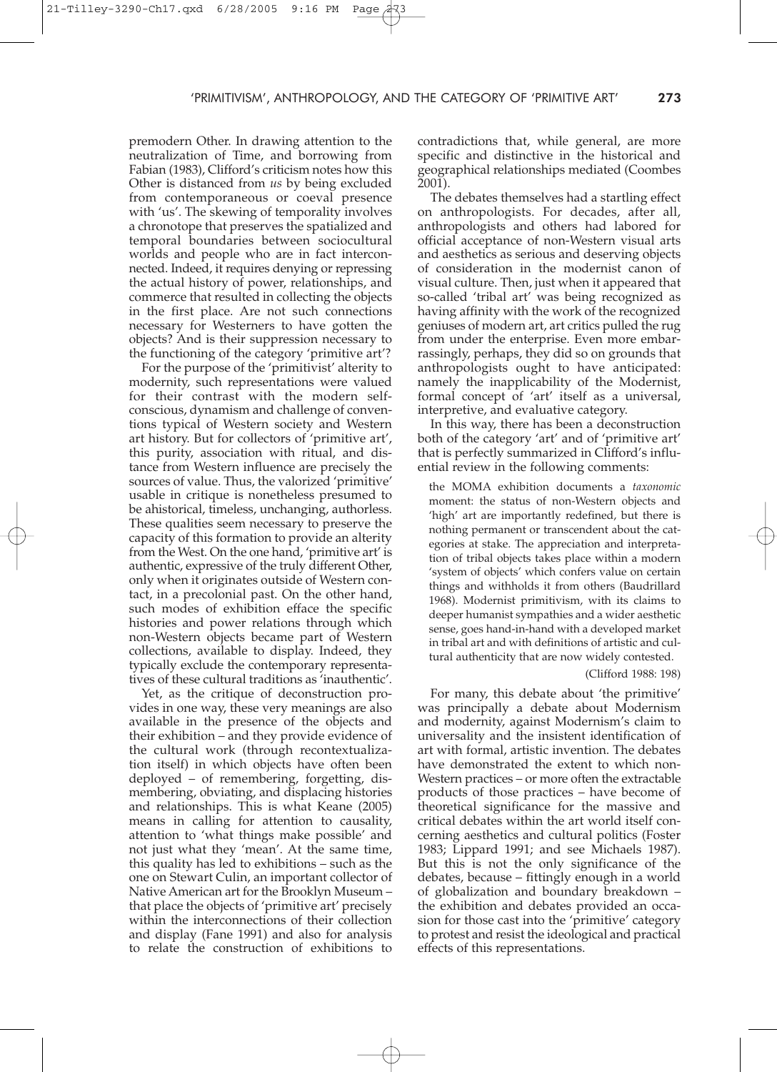premodern Other. In drawing attention to the neutralization of Time, and borrowing from Fabian (1983), Clifford's criticism notes how this Other is distanced from *us* by being excluded from contemporaneous or coeval presence with 'us'. The skewing of temporality involves a chronotope that preserves the spatialized and temporal boundaries between sociocultural worlds and people who are in fact interconnected. Indeed, it requires denying or repressing the actual history of power, relationships, and commerce that resulted in collecting the objects in the first place. Are not such connections necessary for Westerners to have gotten the objects? And is their suppression necessary to the functioning of the category 'primitive art'?

For the purpose of the 'primitivist' alterity to modernity, such representations were valued for their contrast with the modern self-conscious, dynamism and challenge of conventions typical of Western society and Western art history. But for collectors of 'primitive art', this purity, association with ritual, and distance from Western influence are precisely the sources of value. Thus, the valorized 'primitive' usable in critique is nonetheless presumed to be ahistorical, timeless, unchanging, authorless. These qualities seem necessary to preserve the capacity of this formation to provide an alterity from the West. On the one hand, 'primitive art' is authentic, expressive of the truly different Other, only when it originates outside of Western contact, in a precolonial past. On the other hand, such modes of exhibition efface the specific histories and power relations through which non-Western objects became part of Western collections, available to display. Indeed, they typically exclude the contemporary representatives of these cultural traditions as 'inauthentic'.

Yet, as the critique of deconstruction provides in one way, these very meanings are also available in the presence of the objects and their exhibition – and they provide evidence of the cultural work (through recontextualization itself) in which objects have often been deployed – of remembering, forgetting, dismembering, obviating, and displacing histories and relationships. This is what Keane (2005) means in calling for attention to causality, attention to 'what things make possible' and not just what they 'mean'. At the same time, this quality has led to exhibitions – such as the one on Stewart Culin, an important collector of Native American art for the Brooklyn Museum – that place the objects of 'primitive art' precisely within the interconnections of their collection and display (Fane 1991) and also for analysis to relate the construction of exhibitions to contradictions that, while general, are more specific and distinctive in the historical and geographical relationships mediated (Coombes 2001).

The debates themselves had a startling effect on anthropologists. For decades, after all, anthropologists and others had labored for official acceptance of non-Western visual arts and aesthetics as serious and deserving objects of consideration in the modernist canon of visual culture. Then, just when it appeared that so-called 'tribal art' was being recognized as having affinity with the work of the recognized geniuses of modern art, art critics pulled the rug from under the enterprise. Even more embarrassingly, perhaps, they did so on grounds that anthropologists ought to have anticipated: namely the inapplicability of the Modernist, formal concept of 'art' itself as a universal, interpretive, and evaluative category.

In this way, there has been a deconstruction both of the category 'art' and of 'primitive art' that is perfectly summarized in Clifford's influential review in the following comments:

> the MOMA exhibition documents a *taxonomic* moment: the status of non-Western objects and 'high' art are importantly redefined, but there is nothing permanent or transcendent about the categories at stake. The appreciation and interpretation of tribal objects takes place within a modern 'system of objects' which confers value on certain things and withholds it from others (Baudrillard 1968). Modernist primitivism, with its claims to deeper humanist sympathies and a wider aesthetic sense, goes hand-in-hand with a developed market in tribal art and with definitions of artistic and cultural authenticity that are now widely contested.
>
> (Clifford 1988: 198)

For many, this debate about 'the primitive' was principally a debate about Modernism and modernity, against Modernism's claim to universality and the insistent identification of art with formal, artistic invention. The debates have demonstrated the extent to which non-Western practices – or more often the extractable products of those practices – have become of theoretical significance for the massive and critical debates within the art world itself concerning aesthetics and cultural politics (Foster 1983; Lippard 1991; and see Michaels 1987). But this is not the only significance of the debates, because – fittingly enough in a world of globalization and boundary breakdown – the exhibition and debates provided an occasion for those cast into the 'primitive' category to protest and resist the ideological and practical effects of this representations.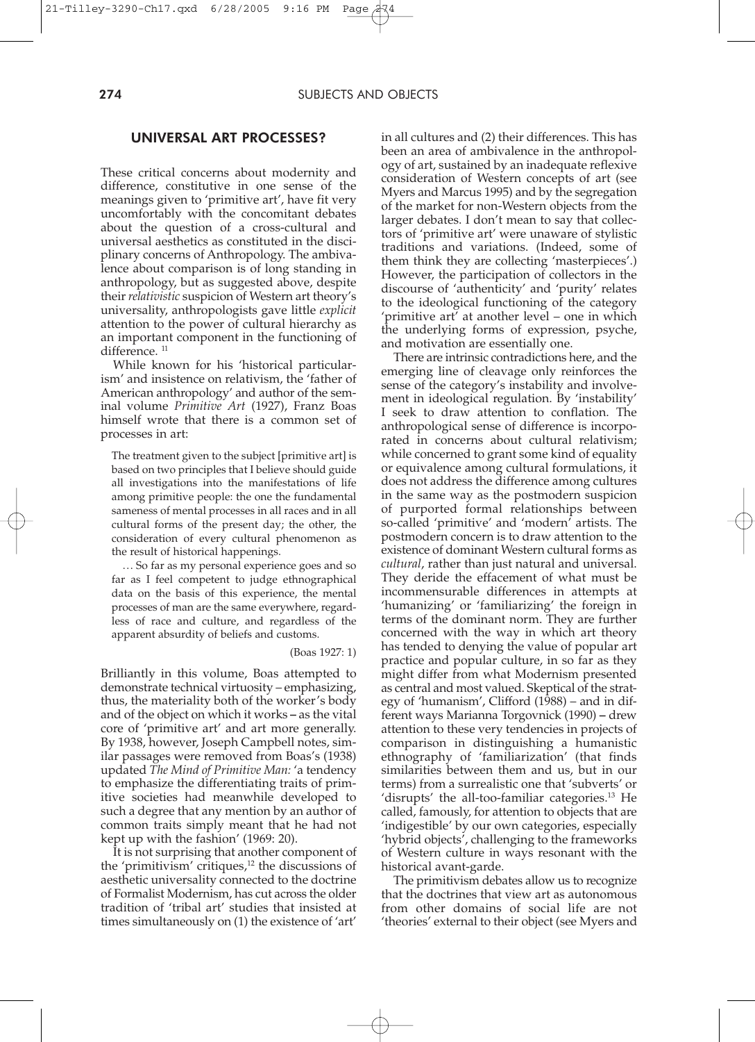## UNIVERSAL ART PROCESSES?

These critical concerns about modernity and difference, constitutive in one sense of the meanings given to 'primitive art', have fit very uncomfortably with the concomitant debates about the question of a cross-cultural and universal aesthetics as constituted in the disciplinary concerns of Anthropology. The ambivalence about comparison is of long standing in anthropology, but as suggested above, despite their *relativistic* suspicion of Western art theory's universality, anthropologists gave little *explicit* attention to the power of cultural hierarchy as an important component in the functioning of difference. [11]

While known for his 'historical particularism' and insistence on relativism, the 'father of American anthropology' and author of the seminal volume *Primitive Art* (1927), Franz Boas himself wrote that there is a common set of processes in art:

> The treatment given to the subject [primitive art] is based on two principles that I believe should guide all investigations into the manifestations of life among primitive people: the one the fundamental sameness of mental processes in all races and in all cultural forms of the present day; the other, the consideration of every cultural phenomenon as the result of historical happenings.
>
> … So far as my personal experience goes and so far as I feel competent to judge ethnographical data on the basis of this experience, the mental processes of man are the same everywhere, regardless of race and culture, and regardless of the apparent absurdity of beliefs and customs.
>
> (Boas 1927: 1)

Brilliantly in this volume, Boas attempted to demonstrate technical virtuosity – emphasizing, thus, the materiality both of the worker's body and of the object on which it works – as the vital core of 'primitive art' and art more generally. By 1938, however, Joseph Campbell notes, similar passages were removed from Boas's (1938) updated *The Mind of Primitive Man:* 'a tendency to emphasize the differentiating traits of primitive societies had meanwhile developed to such a degree that any mention by an author of common traits simply meant that he had not kept up with the fashion' (1969: 20).

It is not surprising that another component of the 'primitivism' critiques,[12] the discussions of aesthetic universality connected to the doctrine of Formalist Modernism, has cut across the older tradition of 'tribal art' studies that insisted at times simultaneously on (1) the existence of 'art' in all cultures and (2) their differences. This has been an area of ambivalence in the anthropology of art, sustained by an inadequate reflexive consideration of Western concepts of art (see Myers and Marcus 1995) and by the segregation of the market for non-Western objects from the larger debates. I don't mean to say that collectors of 'primitive art' were unaware of stylistic traditions and variations. (Indeed, some of them think they are collecting 'masterpieces'.) However, the participation of collectors in the discourse of 'authenticity' and 'purity' relates to the ideological functioning of the category 'primitive art' at another level – one in which the underlying forms of expression, psyche, and motivation are essentially one.

There are intrinsic contradictions here, and the emerging line of cleavage only reinforces the sense of the category's instability and involvement in ideological regulation. By 'instability' I seek to draw attention to conflation. The anthropological sense of difference is incorporated in concerns about cultural relativism; while concerned to grant some kind of equality or equivalence among cultural formulations, it does not address the difference among cultures in the same way as the postmodern suspicion of purported formal relationships between so-called 'primitive' and 'modern' artists. The postmodern concern is to draw attention to the existence of dominant Western cultural forms as *cultural*, rather than just natural and universal. They deride the effacement of what must be incommensurable differences in attempts at 'humanizing' or 'familiarizing' the foreign in terms of the dominant norm. They are further concerned with the way in which art theory has tended to denying the value of popular art practice and popular culture, in so far as they might differ from what Modernism presented as central and most valued. Skeptical of the strategy of 'humanism', Clifford (1988) – and in different ways Marianna Torgovnick (1990) – drew attention to these very tendencies in projects of comparison in distinguishing a humanistic ethnography of 'familiarization' (that finds similarities between them and us, but in our terms) from a surrealistic one that 'subverts' or 'disrupts' the all-too-familiar categories.[13] He called, famously, for attention to objects that are 'indigestible' by our own categories, especially 'hybrid objects', challenging to the frameworks of Western culture in ways resonant with the historical avant-garde.

The primitivism debates allow us to recognize that the doctrines that view art as autonomous from other domains of social life are not 'theories' external to their object (see Myers and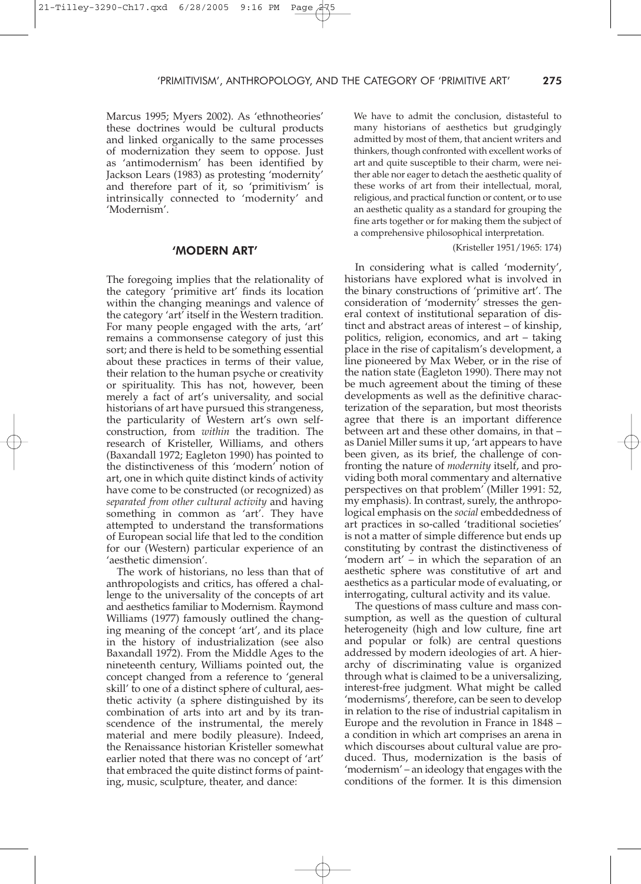Marcus 1995; Myers 2002). As 'ethnotheories' these doctrines would be cultural products and linked organically to the same processes of modernization they seem to oppose. Just as 'antimodernism' has been identified by Jackson Lears (1983) as protesting 'modernity' and therefore part of it, so 'primitivism' is intrinsically connected to 'modernity' and 'Modernism'.

## 'MODERN ART'

The foregoing implies that the relationality of the category 'primitive art' finds its location within the changing meanings and valence of the category 'art' itself in the Western tradition. For many people engaged with the arts, 'art' remains a commonsense category of just this sort; and there is held to be something essential about these practices in terms of their value, their relation to the human psyche or creativity or spirituality. This has not, however, been merely a fact of art's universality, and social historians of art have pursued this strangeness, the particularity of Western art's own self-construction, from *within* the tradition. The research of Kristeller, Williams, and others (Baxandall 1972; Eagleton 1990) has pointed to the distinctiveness of this 'modern' notion of art, one in which quite distinct kinds of activity have come to be constructed (or recognized) as *separated from other cultural activity* and having something in common as 'art'. They have attempted to understand the transformations of European social life that led to the condition for our (Western) particular experience of an 'aesthetic dimension'.

The work of historians, no less than that of anthropologists and critics, has offered a challenge to the universality of the concepts of art and aesthetics familiar to Modernism. Raymond Williams (1977) famously outlined the changing meaning of the concept 'art', and its place in the history of industrialization (see also Baxandall 1972). From the Middle Ages to the nineteenth century, Williams pointed out, the concept changed from a reference to 'general skill' to one of a distinct sphere of cultural, aesthetic activity (a sphere distinguished by its combination of arts into art and by its transcendence of the instrumental, the merely material and mere bodily pleasure). Indeed, the Renaissance historian Kristeller somewhat earlier noted that there was no concept of 'art' that embraced the quite distinct forms of painting, music, sculpture, theater, and dance:

> We have to admit the conclusion, distasteful to many historians of aesthetics but grudgingly admitted by most of them, that ancient writers and thinkers, though confronted with excellent works of art and quite susceptible to their charm, were neither able nor eager to detach the aesthetic quality of these works of art from their intellectual, moral, religious, and practical function or content, or to use an aesthetic quality as a standard for grouping the fine arts together or for making them the subject of a comprehensive philosophical interpretation.
>
> (Kristeller 1951/1965: 174)

In considering what is called 'modernity', historians have explored what is involved in the binary constructions of 'primitive art'. The consideration of 'modernity' stresses the general context of institutional separation of distinct and abstract areas of interest – of kinship, politics, religion, economics, and art – taking place in the rise of capitalism's development, a line pioneered by Max Weber, or in the rise of the nation state (Eagleton 1990). There may not be much agreement about the timing of these developments as well as the definitive characterization of the separation, but most theorists agree that there is an important difference between art and these other domains, in that – as Daniel Miller sums it up, 'art appears to have been given, as its brief, the challenge of confronting the nature of *modernity* itself, and providing both moral commentary and alternative perspectives on that problem' (Miller 1991: 52, my emphasis). In contrast, surely, the anthropological emphasis on the *social* embeddedness of art practices in so-called 'traditional societies' is not a matter of simple difference but ends up constituting by contrast the distinctiveness of 'modern art' – in which the separation of an aesthetic sphere was constitutive of art and aesthetics as a particular mode of evaluating, or interrogating, cultural activity and its value.

The questions of mass culture and mass consumption, as well as the question of cultural heterogeneity (high and low culture, fine art and popular or folk) are central questions addressed by modern ideologies of art. A hierarchy of discriminating value is organized through what is claimed to be a universalizing, interest-free judgment. What might be called 'modernisms', therefore, can be seen to develop in relation to the rise of industrial capitalism in Europe and the revolution in France in 1848 – a condition in which art comprises an arena in which discourses about cultural value are produced. Thus, modernization is the basis of 'modernism' – an ideology that engages with the conditions of the former. It is this dimension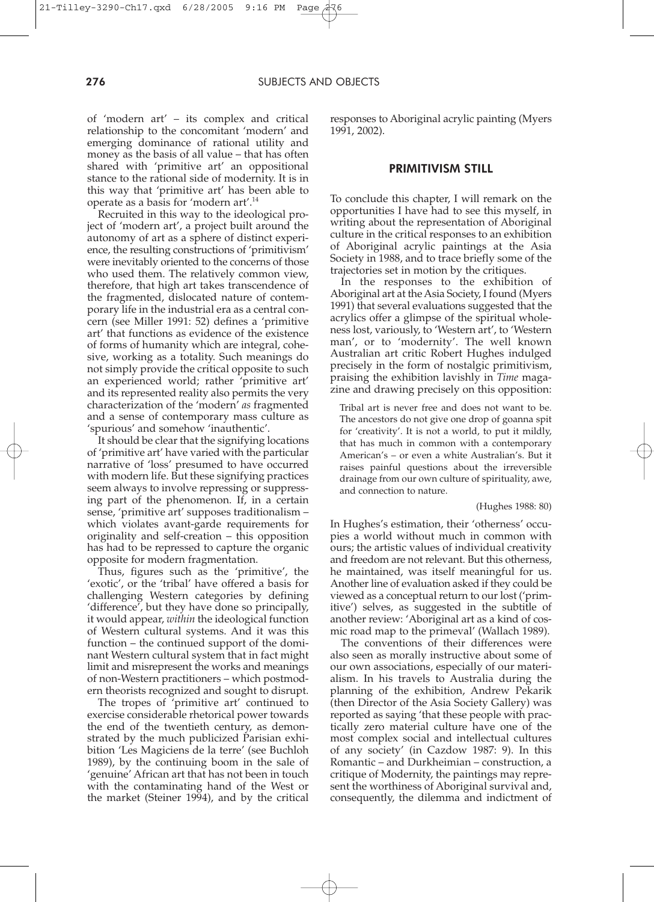of 'modern art' – its complex and critical relationship to the concomitant 'modern' and emerging dominance of rational utility and money as the basis of all value – that has often shared with 'primitive art' an oppositional stance to the rational side of modernity. It is in this way that 'primitive art' has been able to operate as a basis for 'modern art'.[14]

Recruited in this way to the ideological project of 'modern art', a project built around the autonomy of art as a sphere of distinct experience, the resulting constructions of 'primitivism' were inevitably oriented to the concerns of those who used them. The relatively common view, therefore, that high art takes transcendence of the fragmented, dislocated nature of contemporary life in the industrial era as a central concern (see Miller 1991: 52) defines a 'primitive art' that functions as evidence of the existence of forms of humanity which are integral, cohesive, working as a totality. Such meanings do not simply provide the critical opposite to such an experienced world; rather 'primitive art' and its represented reality also permits the very characterization of the 'modern' *as* fragmented and a sense of contemporary mass culture as 'spurious' and somehow 'inauthentic'.

It should be clear that the signifying locations of 'primitive art' have varied with the particular narrative of 'loss' presumed to have occurred with modern life. But these signifying practices seem always to involve repressing or suppressing part of the phenomenon. If, in a certain sense, 'primitive art' supposes traditionalism – which violates avant-garde requirements for originality and self-creation – this opposition has had to be repressed to capture the organic opposite for modern fragmentation.

Thus, figures such as the 'primitive', the 'exotic', or the 'tribal' have offered a basis for challenging Western categories by defining 'difference', but they have done so principally, it would appear, *within* the ideological function of Western cultural systems. And it was this function – the continued support of the dominant Western cultural system that in fact might limit and misrepresent the works and meanings of non-Western practitioners – which postmodern theorists recognized and sought to disrupt.

The tropes of 'primitive art' continued to exercise considerable rhetorical power towards the end of the twentieth century, as demonstrated by the much publicized Parisian exhibition 'Les Magiciens de la terre' (see Buchloh 1989), by the continuing boom in the sale of 'genuine' African art that has not been in touch with the contaminating hand of the West or the market (Steiner 1994), and by the critical responses to Aboriginal acrylic painting (Myers 1991, 2002).

## PRIMITIVISM STILL

To conclude this chapter, I will remark on the opportunities I have had to see this myself, in writing about the representation of Aboriginal culture in the critical responses to an exhibition of Aboriginal acrylic paintings at the Asia Society in 1988, and to trace briefly some of the trajectories set in motion by the critiques.

In the responses to the exhibition of Aboriginal art at the Asia Society, I found (Myers 1991) that several evaluations suggested that the acrylics offer a glimpse of the spiritual wholeness lost, variously, to 'Western art', to 'Western man', or to 'modernity'. The well known Australian art critic Robert Hughes indulged precisely in the form of nostalgic primitivism, praising the exhibition lavishly in *Time* magazine and drawing precisely on this opposition:

> Tribal art is never free and does not want to be. The ancestors do not give one drop of goanna spit for 'creativity'. It is not a world, to put it mildly, that has much in common with a contemporary American's – or even a white Australian's. But it raises painful questions about the irreversible drainage from our own culture of spirituality, awe, and connection to nature.
>
> (Hughes 1988: 80)

In Hughes's estimation, their 'otherness' occupies a world without much in common with ours; the artistic values of individual creativity and freedom are not relevant. But this otherness, he maintained, was itself meaningful for us. Another line of evaluation asked if they could be viewed as a conceptual return to our lost ('primitive') selves, as suggested in the subtitle of another review: 'Aboriginal art as a kind of cosmic road map to the primeval' (Wallach 1989).

The conventions of their differences were also seen as morally instructive about some of our own associations, especially of our materialism. In his travels to Australia during the planning of the exhibition, Andrew Pekarik (then Director of the Asia Society Gallery) was reported as saying 'that these people with practically zero material culture have one of the most complex social and intellectual cultures of any society' (in Cazdow 1987: 9). In this Romantic – and Durkheimian – construction, a critique of Modernity, the paintings may represent the worthiness of Aboriginal survival and, consequently, the dilemma and indictment of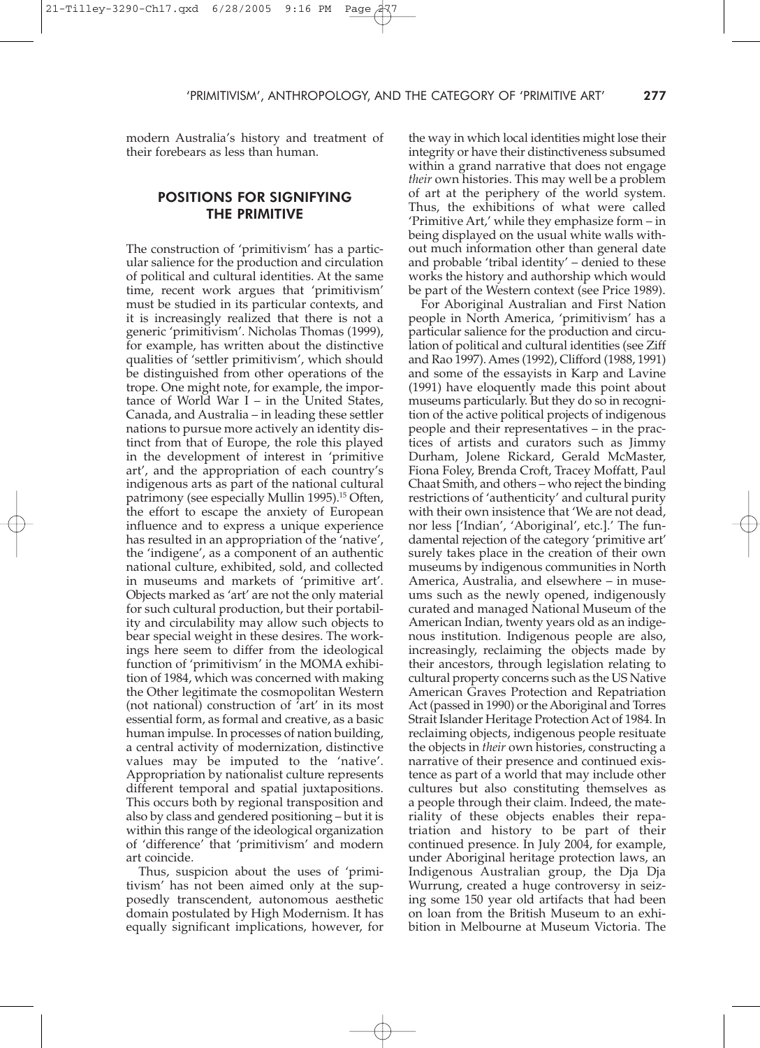modern Australia's history and treatment of their forebears as less than human.

## POSITIONS FOR SIGNIFYING THE PRIMITIVE

The construction of 'primitivism' has a particular salience for the production and circulation of political and cultural identities. At the same time, recent work argues that 'primitivism' must be studied in its particular contexts, and it is increasingly realized that there is not a generic 'primitivism'. Nicholas Thomas (1999), for example, has written about the distinctive qualities of 'settler primitivism', which should be distinguished from other operations of the trope. One might note, for example, the importance of World War I – in the United States, Canada, and Australia – in leading these settler nations to pursue more actively an identity distinct from that of Europe, the role this played in the development of interest in 'primitive art', and the appropriation of each country's indigenous arts as part of the national cultural patrimony (see especially Mullin 1995).[15] Often, the effort to escape the anxiety of European influence and to express a unique experience has resulted in an appropriation of the 'native', the 'indigene', as a component of an authentic national culture, exhibited, sold, and collected in museums and markets of 'primitive art'. Objects marked as 'art' are not the only material for such cultural production, but their portability and circulability may allow such objects to bear special weight in these desires. The workings here seem to differ from the ideological function of 'primitivism' in the MOMA exhibition of 1984, which was concerned with making the Other legitimate the cosmopolitan Western (not national) construction of 'art' in its most essential form, as formal and creative, as a basic human impulse. In processes of nation building, a central activity of modernization, distinctive values may be imputed to the 'native'. Appropriation by nationalist culture represents different temporal and spatial juxtapositions. This occurs both by regional transposition and also by class and gendered positioning – but it is within this range of the ideological organization of 'difference' that 'primitivism' and modern art coincide.

Thus, suspicion about the uses of 'primitivism' has not been aimed only at the supposedly transcendent, autonomous aesthetic domain postulated by High Modernism. It has equally significant implications, however, for the way in which local identities might lose their integrity or have their distinctiveness subsumed within a grand narrative that does not engage *their* own histories. This may well be a problem of art at the periphery of the world system. Thus, the exhibitions of what were called 'Primitive Art,' while they emphasize form – in being displayed on the usual white walls without much information other than general date and probable 'tribal identity' – denied to these works the history and authorship which would be part of the Western context (see Price 1989).

For Aboriginal Australian and First Nation people in North America, 'primitivism' has a particular salience for the production and circulation of political and cultural identities (see Ziff and Rao 1997). Ames (1992), Clifford (1988, 1991) and some of the essayists in Karp and Lavine (1991) have eloquently made this point about museums particularly. But they do so in recognition of the active political projects of indigenous people and their representatives – in the practices of artists and curators such as Jimmy Durham, Jolene Rickard, Gerald McMaster, Fiona Foley, Brenda Croft, Tracey Moffatt, Paul Chaat Smith, and others – who reject the binding restrictions of 'authenticity' and cultural purity with their own insistence that 'We are not dead, nor less ['Indian', 'Aboriginal', etc.].' The fundamental rejection of the category 'primitive art' surely takes place in the creation of their own museums by indigenous communities in North America, Australia, and elsewhere – in museums such as the newly opened, indigenously curated and managed National Museum of the American Indian, twenty years old as an indigenous institution. Indigenous people are also, increasingly, reclaiming the objects made by their ancestors, through legislation relating to cultural property concerns such as the US Native American Graves Protection and Repatriation Act (passed in 1990) or the Aboriginal and Torres Strait Islander Heritage Protection Act of 1984. In reclaiming objects, indigenous people resituate the objects in *their* own histories, constructing a narrative of their presence and continued existence as part of a world that may include other cultures but also constituting themselves as a people through their claim. Indeed, the materiality of these objects enables their repatriation and history to be part of their continued presence. In July 2004, for example, under Aboriginal heritage protection laws, an Indigenous Australian group, the Dja Dja Wurrung, created a huge controversy in seizing some 150 year old artifacts that had been on loan from the British Museum to an exhibition in Melbourne at Museum Victoria. The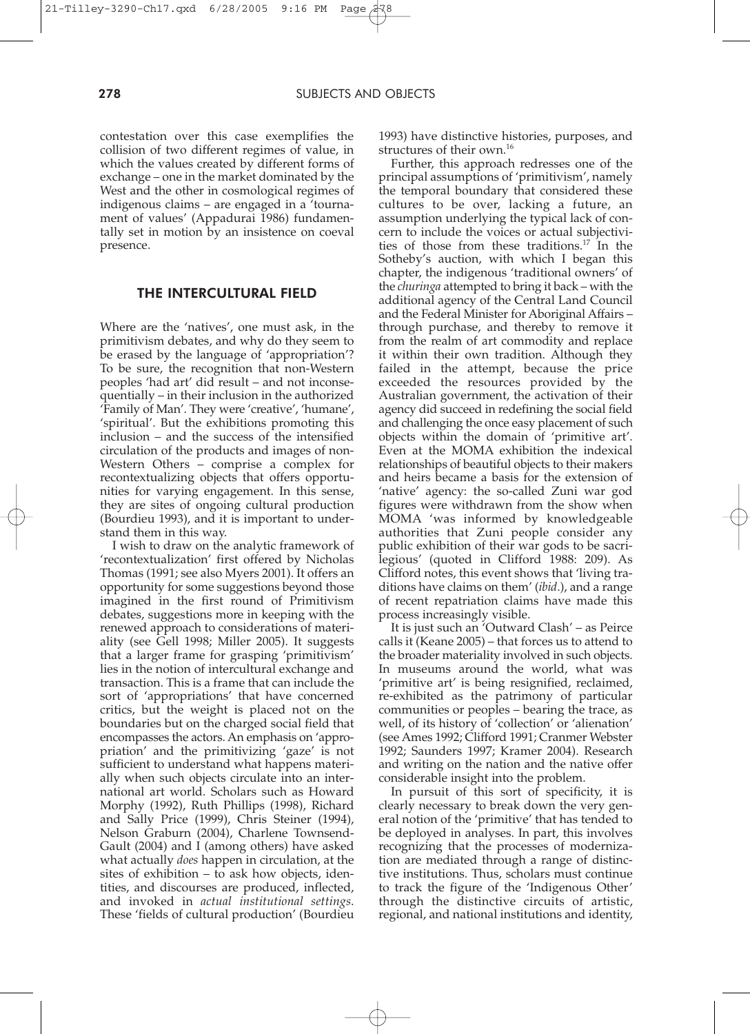contestation over this case exemplifies the collision of two different regimes of value, in which the values created by different forms of exchange – one in the market dominated by the West and the other in cosmological regimes of indigenous claims – are engaged in a 'tournament of values' (Appadurai 1986) fundamentally set in motion by an insistence on coeval presence.

## THE INTERCULTURAL FIELD

Where are the 'natives', one must ask, in the primitivism debates, and why do they seem to be erased by the language of 'appropriation'? To be sure, the recognition that non-Western peoples 'had art' did result – and not inconsequentially – in their inclusion in the authorized 'Family of Man'. They were 'creative', 'humane', 'spiritual'. But the exhibitions promoting this inclusion – and the success of the intensified circulation of the products and images of non-Western Others – comprise a complex for recontextualizing objects that offers opportunities for varying engagement. In this sense, they are sites of ongoing cultural production (Bourdieu 1993), and it is important to understand them in this way.

I wish to draw on the analytic framework of 'recontextualization' first offered by Nicholas Thomas (1991; see also Myers 2001). It offers an opportunity for some suggestions beyond those imagined in the first round of Primitivism debates, suggestions more in keeping with the renewed approach to considerations of materiality (see Gell 1998; Miller 2005). It suggests that a larger frame for grasping 'primitivism' lies in the notion of intercultural exchange and transaction. This is a frame that can include the sort of 'appropriations' that have concerned critics, but the weight is placed not on the boundaries but on the charged social field that encompasses the actors. An emphasis on 'appropriation' and the primitivizing 'gaze' is not sufficient to understand what happens materially when such objects circulate into an international art world. Scholars such as Howard Morphy (1992), Ruth Phillips (1998), Richard and Sally Price (1999), Chris Steiner (1994), Nelson Graburn (2004), Charlene Townsend-Gault (2004) and I (among others) have asked what actually *does* happen in circulation, at the sites of exhibition – to ask how objects, identities, and discourses are produced, inflected, and invoked in *actual institutional settings*. These 'fields of cultural production' (Bourdieu 1993) have distinctive histories, purposes, and structures of their own.[16]

Further, this approach redresses one of the principal assumptions of 'primitivism', namely the temporal boundary that considered these cultures to be over, lacking a future, an assumption underlying the typical lack of concern to include the voices or actual subjectivities of those from these traditions.[17] In the Sotheby's auction, with which I began this chapter, the indigenous 'traditional owners' of the *churinga* attempted to bring it back – with the additional agency of the Central Land Council and the Federal Minister for Aboriginal Affairs – through purchase, and thereby to remove it from the realm of art commodity and replace it within their own tradition. Although they failed in the attempt, because the price exceeded the resources provided by the Australian government, the activation of their agency did succeed in redefining the social field and challenging the once easy placement of such objects within the domain of 'primitive art'. Even at the MOMA exhibition the indexical relationships of beautiful objects to their makers and heirs became a basis for the extension of 'native' agency: the so-called Zuni war god figures were withdrawn from the show when MOMA 'was informed by knowledgeable authorities that Zuni people consider any public exhibition of their war gods to be sacrilegious' (quoted in Clifford 1988: 209). As Clifford notes, this event shows that 'living traditions have claims on them' (*ibid*.), and a range of recent repatriation claims have made this process increasingly visible.

It is just such an 'Outward Clash' – as Peirce calls it (Keane 2005) – that forces us to attend to the broader materiality involved in such objects. In museums around the world, what was 'primitive art' is being resignified, reclaimed, re-exhibited as the patrimony of particular communities or peoples – bearing the trace, as well, of its history of 'collection' or 'alienation' (see Ames 1992; Clifford 1991; Cranmer Webster 1992; Saunders 1997; Kramer 2004). Research and writing on the nation and the native offer considerable insight into the problem.

In pursuit of this sort of specificity, it is clearly necessary to break down the very general notion of the 'primitive' that has tended to be deployed in analyses. In part, this involves recognizing that the processes of modernization are mediated through a range of distinctive institutions. Thus, scholars must continue to track the figure of the 'Indigenous Other' through the distinctive circuits of artistic, regional, and national institutions and identity,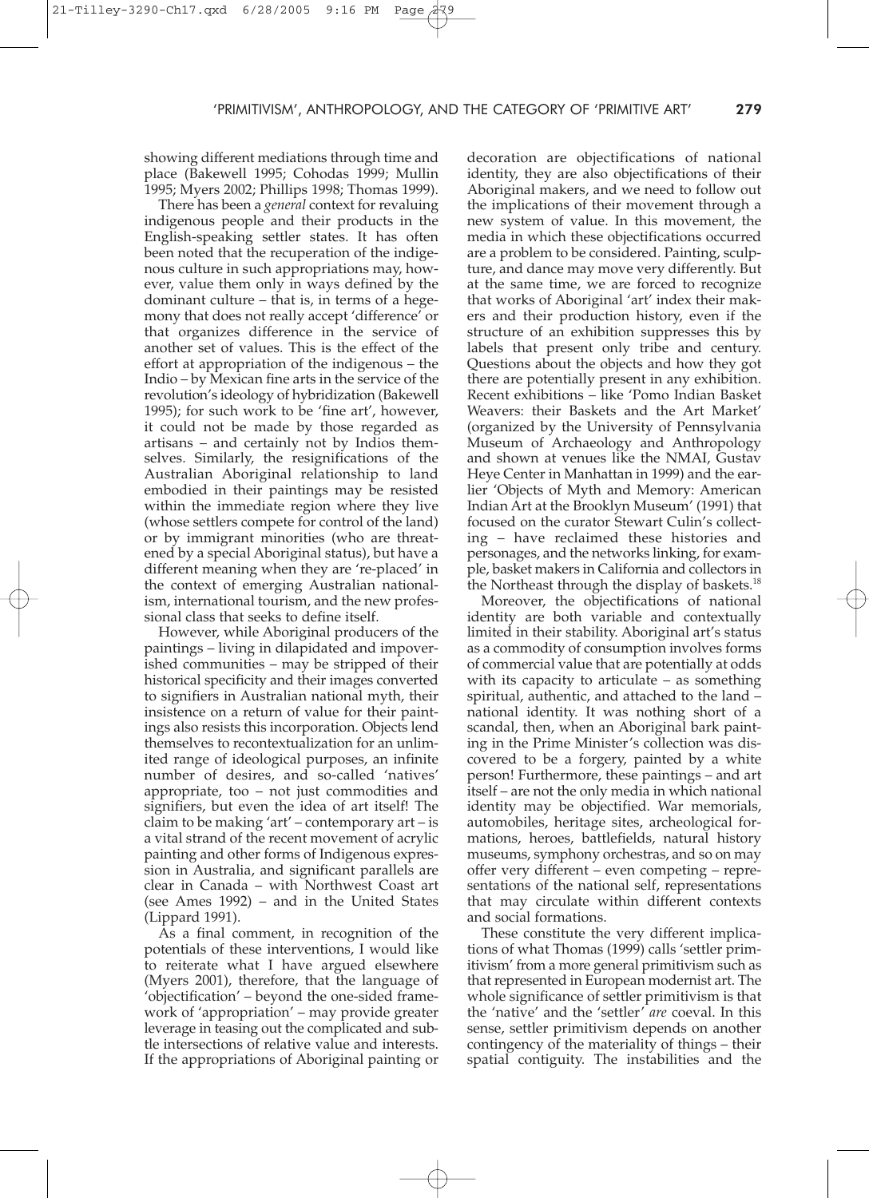showing different mediations through time and place (Bakewell 1995; Cohodas 1999; Mullin 1995; Myers 2002; Phillips 1998; Thomas 1999).

There has been a *general* context for revaluing indigenous people and their products in the English-speaking settler states. It has often been noted that the recuperation of the indigenous culture in such appropriations may, however, value them only in ways defined by the dominant culture – that is, in terms of a hegemony that does not really accept 'difference' or that organizes difference in the service of another set of values. This is the effect of the effort at appropriation of the indigenous – the Indio – by Mexican fine arts in the service of the revolution's ideology of hybridization (Bakewell 1995); for such work to be 'fine art', however, it could not be made by those regarded as artisans – and certainly not by Indios themselves. Similarly, the resignifications of the Australian Aboriginal relationship to land embodied in their paintings may be resisted within the immediate region where they live (whose settlers compete for control of the land) or by immigrant minorities (who are threatened by a special Aboriginal status), but have a different meaning when they are 're-placed' in the context of emerging Australian nationalism, international tourism, and the new professional class that seeks to define itself.

However, while Aboriginal producers of the paintings – living in dilapidated and impoverished communities – may be stripped of their historical specificity and their images converted to signifiers in Australian national myth, their insistence on a return of value for their paintings also resists this incorporation. Objects lend themselves to recontextualization for an unlimited range of ideological purposes, an infinite number of desires, and so-called 'natives' appropriate, too – not just commodities and signifiers, but even the idea of art itself! The claim to be making 'art' – contemporary art – is a vital strand of the recent movement of acrylic painting and other forms of Indigenous expression in Australia, and significant parallels are clear in Canada – with Northwest Coast art (see Ames 1992) – and in the United States (Lippard 1991).

As a final comment, in recognition of the potentials of these interventions, I would like to reiterate what I have argued elsewhere (Myers 2001), therefore, that the language of 'objectification' – beyond the one-sided framework of 'appropriation' – may provide greater leverage in teasing out the complicated and subtle intersections of relative value and interests. If the appropriations of Aboriginal painting or decoration are objectifications of national identity, they are also objectifications of their Aboriginal makers, and we need to follow out the implications of their movement through a new system of value. In this movement, the media in which these objectifications occurred are a problem to be considered. Painting, sculpture, and dance may move very differently. But at the same time, we are forced to recognize that works of Aboriginal 'art' index their makers and their production history, even if the structure of an exhibition suppresses this by labels that present only tribe and century. Questions about the objects and how they got there are potentially present in any exhibition. Recent exhibitions – like 'Pomo Indian Basket Weavers: their Baskets and the Art Market' (organized by the University of Pennsylvania Museum of Archaeology and Anthropology and shown at venues like the NMAI, Gustav Heye Center in Manhattan in 1999) and the earlier 'Objects of Myth and Memory: American Indian Art at the Brooklyn Museum' (1991) that focused on the curator Stewart Culin's collecting – have reclaimed these histories and personages, and the networks linking, for example, basket makers in California and collectors in the Northeast through the display of baskets.[18]

Moreover, the objectifications of national identity are both variable and contextually limited in their stability. Aboriginal art's status as a commodity of consumption involves forms of commercial value that are potentially at odds with its capacity to articulate – as something spiritual, authentic, and attached to the land – national identity. It was nothing short of a scandal, then, when an Aboriginal bark painting in the Prime Minister's collection was discovered to be a forgery, painted by a white person! Furthermore, these paintings – and art itself – are not the only media in which national identity may be objectified. War memorials, automobiles, heritage sites, archeological formations, heroes, battlefields, natural history museums, symphony orchestras, and so on may offer very different – even competing – representations of the national self, representations that may circulate within different contexts and social formations.

These constitute the very different implications of what Thomas (1999) calls 'settler primitivism' from a more general primitivism such as that represented in European modernist art. The whole significance of settler primitivism is that the 'native' and the 'settler' *are* coeval. In this sense, settler primitivism depends on another contingency of the materiality of things – their spatial contiguity. The instabilities and the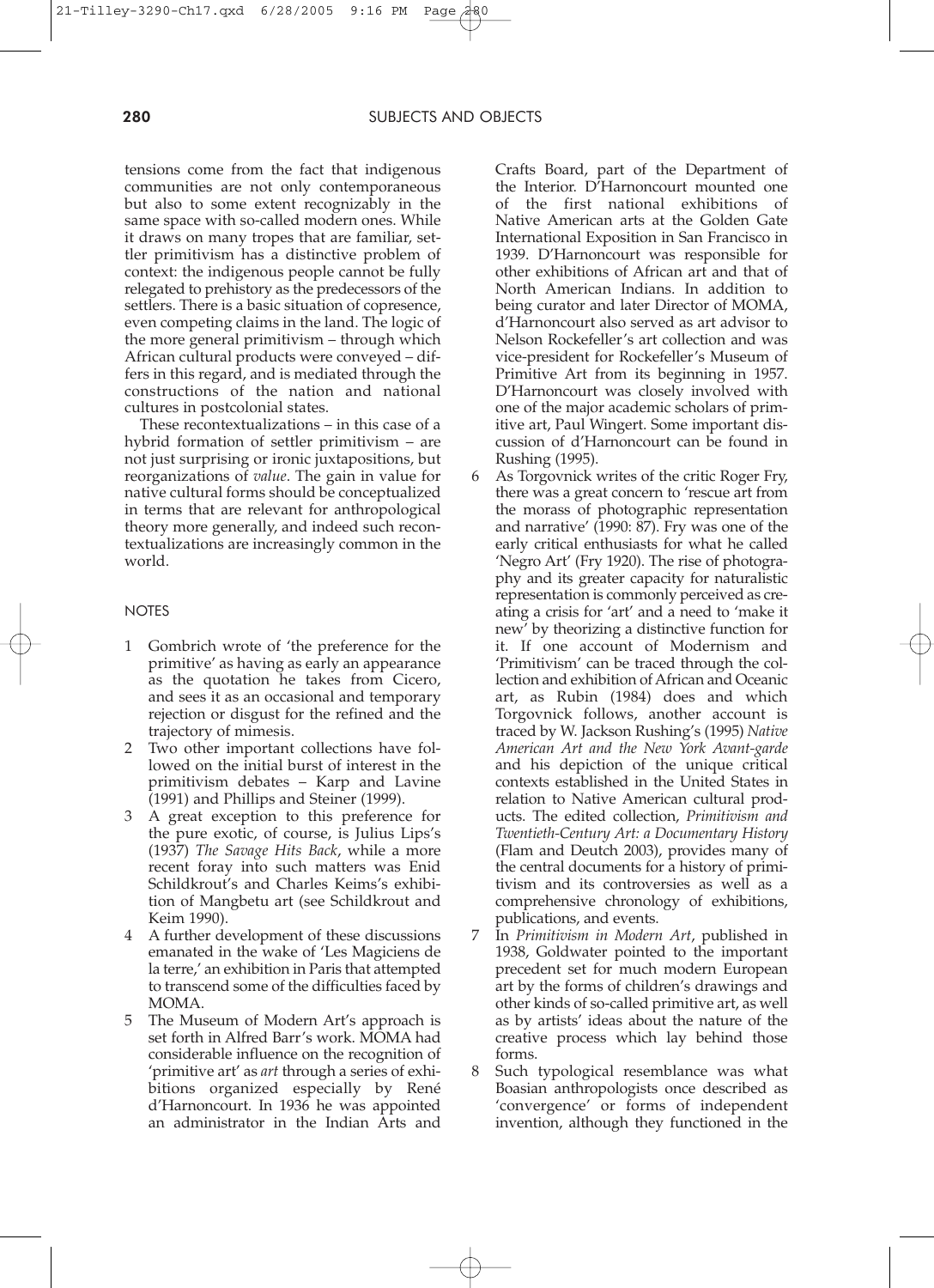tensions come from the fact that indigenous communities are not only contemporaneous but also to some extent recognizably in the same space with so-called modern ones. While it draws on many tropes that are familiar, settler primitivism has a distinctive problem of context: the indigenous people cannot be fully relegated to prehistory as the predecessors of the settlers. There is a basic situation of copresence, even competing claims in the land. The logic of the more general primitivism – through which African cultural products were conveyed – differs in this regard, and is mediated through the constructions of the nation and national cultures in postcolonial states.

These recontextualizations – in this case of a hybrid formation of settler primitivism – are not just surprising or ironic juxtapositions, but reorganizations of *value*. The gain in value for native cultural forms should be conceptualized in terms that are relevant for anthropological theory more generally, and indeed such recontextualizations are increasingly common in the world.

## NOTES

1. Gombrich wrote of 'the preference for the primitive' as having as early an appearance as the quotation he takes from Cicero, and sees it as an occasional and temporary rejection or disgust for the refined and the trajectory of mimesis.
2. Two other important collections have followed on the initial burst of interest in the primitivism debates – Karp and Lavine (1991) and Phillips and Steiner (1999).
3. A great exception to this preference for the pure exotic, of course, is Julius Lips's (1937) *The Savage Hits Back*, while a more recent foray into such matters was Enid Schildkrout's and Charles Keims's exhibition of Mangbetu art (see Schildkrout and Keim 1990).
4. A further development of these discussions emanated in the wake of 'Les Magiciens de la terre,' an exhibition in Paris that attempted to transcend some of the difficulties faced by MOMA.
5. The Museum of Modern Art's approach is set forth in Alfred Barr's work. MOMA had considerable influence on the recognition of 'primitive art' as *art* through a series of exhibitions organized especially by René d'Harnoncourt. In 1936 he was appointed an administrator in the Indian Arts and Crafts Board, part of the Department of the Interior. D'Harnoncourt mounted one of the first national exhibitions of Native American arts at the Golden Gate International Exposition in San Francisco in 1939. D'Harnoncourt was responsible for other exhibitions of African art and that of North American Indians. In addition to being curator and later Director of MOMA, d'Harnoncourt also served as art advisor to Nelson Rockefeller's art collection and was vice-president for Rockefeller's Museum of Primitive Art from its beginning in 1957. D'Harnoncourt was closely involved with one of the major academic scholars of primitive art, Paul Wingert. Some important discussion of d'Harnoncourt can be found in Rushing (1995).
6. As Torgovnick writes of the critic Roger Fry, there was a great concern to 'rescue art from the morass of photographic representation and narrative' (1990: 87). Fry was one of the early critical enthusiasts for what he called 'Negro Art' (Fry 1920). The rise of photography and its greater capacity for naturalistic representation is commonly perceived as creating a crisis for 'art' and a need to 'make it new' by theorizing a distinctive function for it. If one account of Modernism and 'Primitivism' can be traced through the collection and exhibition of African and Oceanic art, as Rubin (1984) does and which Torgovnick follows, another account is traced by W. Jackson Rushing's (1995) *Native American Art and the New York Avant-garde* and his depiction of the unique critical contexts established in the United States in relation to Native American cultural products. The edited collection, *Primitivism and Twentieth-Century Art: a Documentary History* (Flam and Deutch 2003), provides many of the central documents for a history of primitivism and its controversies as well as a comprehensive chronology of exhibitions, publications, and events.
7. In *Primitivism in Modern Art*, published in 1938, Goldwater pointed to the important precedent set for much modern European art by the forms of children's drawings and other kinds of so-called primitive art, as well as by artists' ideas about the nature of the creative process which lay behind those forms.
8. Such typological resemblance was what Boasian anthropologists once described as 'convergence' or forms of independent invention, although they functioned in the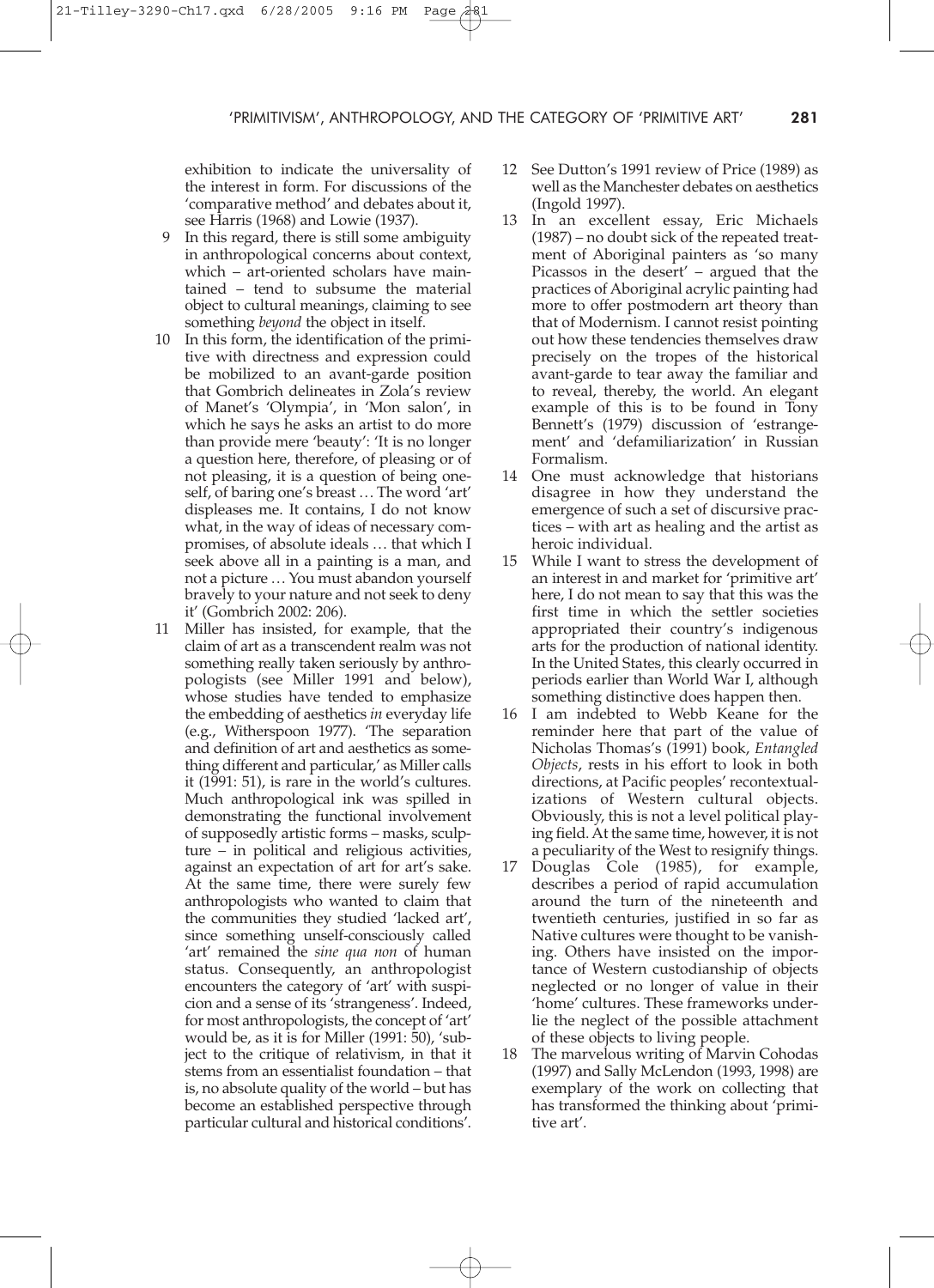exhibition to indicate the universality of the interest in form. For discussions of the 'comparative method' and debates about it, see Harris (1968) and Lowie (1937).

9. In this regard, there is still some ambiguity in anthropological concerns about context, which – art-oriented scholars have maintained – tend to subsume the material object to cultural meanings, claiming to see something *beyond* the object in itself.
10. In this form, the identification of the primitive with directness and expression could be mobilized to an avant-garde position that Gombrich delineates in Zola's review of Manet's 'Olympia', in 'Mon salon', in which he says he asks an artist to do more than provide mere 'beauty': 'It is no longer a question here, therefore, of pleasing or of not pleasing, it is a question of being oneself, of baring one's breast … The word 'art' displeases me. It contains, I do not know what, in the way of ideas of necessary compromises, of absolute ideals … that which I seek above all in a painting is a man, and not a picture … You must abandon yourself bravely to your nature and not seek to deny it' (Gombrich 2002: 206).
11. Miller has insisted, for example, that the claim of art as a transcendent realm was not something really taken seriously by anthropologists (see Miller 1991 and below), whose studies have tended to emphasize the embedding of aesthetics *in* everyday life (e.g., Witherspoon 1977). 'The separation and definition of art and aesthetics as something different and particular,' as Miller calls it (1991: 51), is rare in the world's cultures. Much anthropological ink was spilled in demonstrating the functional involvement of supposedly artistic forms – masks, sculpture – in political and religious activities, against an expectation of art for art's sake. At the same time, there were surely few anthropologists who wanted to claim that the communities they studied 'lacked art', since something unself-consciously called 'art' remained the *sine qua non* of human status. Consequently, an anthropologist encounters the category of 'art' with suspicion and a sense of its 'strangeness'. Indeed, for most anthropologists, the concept of 'art' would be, as it is for Miller (1991: 50), 'subject to the critique of relativism, in that it stems from an essentialist foundation – that is, no absolute quality of the world – but has become an established perspective through particular cultural and historical conditions'.
12. See Dutton's 1991 review of Price (1989) as well as the Manchester debates on aesthetics (Ingold 1997).
13. In an excellent essay, Eric Michaels (1987) – no doubt sick of the repeated treatment of Aboriginal painters as 'so many Picassos in the desert' – argued that the practices of Aboriginal acrylic painting had more to offer postmodern art theory than that of Modernism. I cannot resist pointing out how these tendencies themselves draw precisely on the tropes of the historical avant-garde to tear away the familiar and to reveal, thereby, the world. An elegant example of this is to be found in Tony Bennett's (1979) discussion of 'estrangement' and 'defamiliarization' in Russian Formalism.
14. One must acknowledge that historians disagree in how they understand the emergence of such a set of discursive practices – with art as healing and the artist as heroic individual.
15. While I want to stress the development of an interest in and market for 'primitive art' here, I do not mean to say that this was the first time in which the settler societies appropriated their country's indigenous arts for the production of national identity. In the United States, this clearly occurred in periods earlier than World War I, although something distinctive does happen then.
16. I am indebted to Webb Keane for the reminder here that part of the value of Nicholas Thomas's (1991) book, *Entangled Objects*, rests in his effort to look in both directions, at Pacific peoples' recontextualizations of Western cultural objects. Obviously, this is not a level political playing field. At the same time, however, it is not a peculiarity of the West to resignify things.
17. Douglas Cole (1985), for example, describes a period of rapid accumulation around the turn of the nineteenth and twentieth centuries, justified in so far as Native cultures were thought to be vanishing. Others have insisted on the importance of Western custodianship of objects neglected or no longer of value in their 'home' cultures. These frameworks underlie the neglect of the possible attachment of these objects to living people.
18. The marvelous writing of Marvin Cohodas (1997) and Sally McLendon (1993, 1998) are exemplary of the work on collecting that has transformed the thinking about 'primitive art'.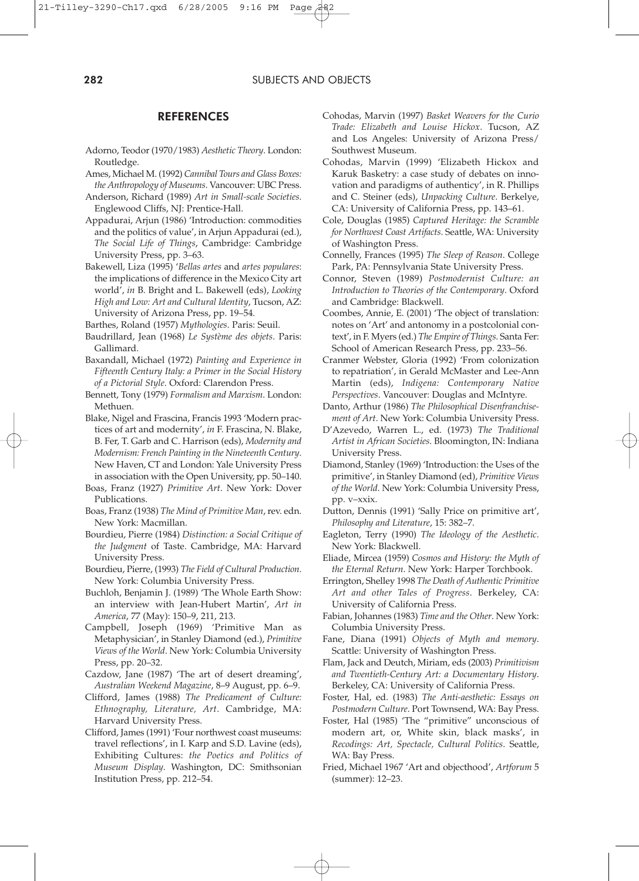## REFERENCES

Adorno, Teodor (1970/1983) *Aesthetic Theory*. London: Routledge.

Ames, Michael M. (1992) *Cannibal Tours and Glass Boxes: the Anthropology of Museums*. Vancouver: UBC Press.

Anderson, Richard (1989) *Art in Small-scale Societies*. Englewood Cliffs, NJ: Prentice-Hall.

Appadurai, Arjun (1986) 'Introduction: commodities and the politics of value', in Arjun Appadurai (ed.), *The Social Life of Things*, Cambridge: Cambridge University Press, pp. 3–63.

Bakewell, Liza (1995) '*Bellas artes* and *artes populares*: the implications of difference in the Mexico City art world', *in* B. Bright and L. Bakewell (eds), *Looking High and Low: Art and Cultural Identity*, Tucson, AZ: University of Arizona Press, pp. 19–54.

Barthes, Roland (1957) *Mythologies*. Paris: Seuil.

Baudrillard, Jean (1968) *Le Système des objets*. Paris: Gallimard.

Baxandall, Michael (1972) *Painting and Experience in Fifteenth Century Italy: a Primer in the Social History of a Pictorial Style*. Oxford: Clarendon Press.

Bennett, Tony (1979) *Formalism and Marxism*. London: Methuen.

Blake, Nigel and Frascina, Francis 1993 'Modern practices of art and modernity', *in* F. Frascina, N. Blake, B. Fer, T. Garb and C. Harrison (eds), *Modernity and Modernism: French Painting in the Nineteenth Century*. New Haven, CT and London: Yale University Press in association with the Open University, pp. 50–140.

Boas, Franz (1927) *Primitive Art*. New York: Dover Publications.

Boas, Franz (1938) *The Mind of Primitive Man*, rev. edn. New York: Macmillan.

Bourdieu, Pierre (1984) *Distinction: a Social Critique of the Judgment* of Taste. Cambridge, MA: Harvard University Press.

Bourdieu, Pierre, (1993) *The Field of Cultural Production*. New York: Columbia University Press.

Buchloh, Benjamin J. (1989) 'The Whole Earth Show: an interview with Jean-Hubert Martin', *Art in America*, 77 (May): 150–9, 211, 213.

Campbell, Joseph (1969) 'Primitive Man as Metaphysician', in Stanley Diamond (ed.), *Primitive Views of the World*. New York: Columbia University Press, pp. 20–32.

Cazdow, Jane (1987) 'The art of desert dreaming', *Australian Weekend Magazine*, 8–9 August, pp. 6–9.

Clifford, James (1988) *The Predicament of Culture: Ethnography, Literature, Art*. Cambridge, MA: Harvard University Press.

Clifford, James (1991) 'Four northwest coast museums: travel reflections', in I. Karp and S.D. Lavine (eds), Exhibiting Cultures: *the Poetics and Politics of Museum Display*. Washington, DC: Smithsonian Institution Press, pp. 212–54.

Cohodas, Marvin (1997) *Basket Weavers for the Curio Trade: Elizabeth and Louise Hickox*. Tucson, AZ and Los Angeles: University of Arizona Press/ Southwest Museum.

Cohodas, Marvin (1999) 'Elizabeth Hickox and Karuk Basketry: a case study of debates on innovation and paradigms of authenticity', in R. Phillips and C. Steiner (eds), *Unpacking Culture*. Berkelye, CA: University of California Press, pp. 143–61.

Cole, Douglas (1985) *Captured Heritage: the Scramble for Northwest Coast Artifacts*. Seattle, WA: University of Washington Press.

Connelly, Frances (1995) *The Sleep of Reason*. College Park, PA: Pennsylvania State University Press.

Connor, Steven (1989) *Postmodernist Culture: an Introduction to Theories of the Contemporary*. Oxford and Cambridge: Blackwell.

Coombes, Annie, E. (2001) 'The object of translation: notes on 'Art' and antonomy in a postcolonial context', in F. Myers (ed.) *The Empire of Things*. Santa Fer: School of American Research Press, pp. 233–56.

Cranmer Webster, Gloria (1992) 'From colonization to repatriation', in Gerald McMaster and Lee-Ann Martin (eds), *Indigena: Contemporary Native Perspectives*. Vancouver: Douglas and McIntyre.

Danto, Arthur (1986) *The Philosophical Disenfranchisement of Art*. New York: Columbia University Press.

D'Azevedo, Warren L., ed. (1973) *The Traditional Artist in African Societies*. Bloomington, IN: Indiana University Press.

Diamond, Stanley (1969) 'Introduction: the Uses of the primitive', in Stanley Diamond (ed), *Primitive Views of the World*. New York: Columbia University Press, pp. v–xxix.

Dutton, Dennis (1991) 'Sally Price on primitive art', *Philosophy and Literature*, 15: 382–7.

Eagleton, Terry (1990) *The Ideology of the Aesthetic*. New York: Blackwell.

Eliade, Mircea (1959) *Cosmos and History: the Myth of the Eternal Return*. New York: Harper Torchbook.

Errington, Shelley 1998 *The Death of Authentic Primitive Art and other Tales of Progress*. Berkeley, CA: University of California Press.

Fabian, Johannes (1983) *Time and the Other*. New York: Columbia University Press.

Fane, Diana (1991) *Objects of Myth and memory*. Scattle: University of Washington Press.

Flam, Jack and Deutch, Miriam, eds (2003) *Primitivism and Twentieth-Century Art: a Documentary History*. Berkeley, CA: University of California Press.

Foster, Hal, ed. (1983) *The Anti-aesthetic: Essays on Postmodern Culture*. Port Townsend, WA: Bay Press.

Foster, Hal (1985) 'The "primitive" unconscious of modern art, or, White skin, black masks', in *Recodings: Art, Spectacle, Cultural Politics*. Seattle, WA: Bay Press.

Fried, Michael 1967 'Art and objecthood', *Artforum* 5 (summer): 12–23.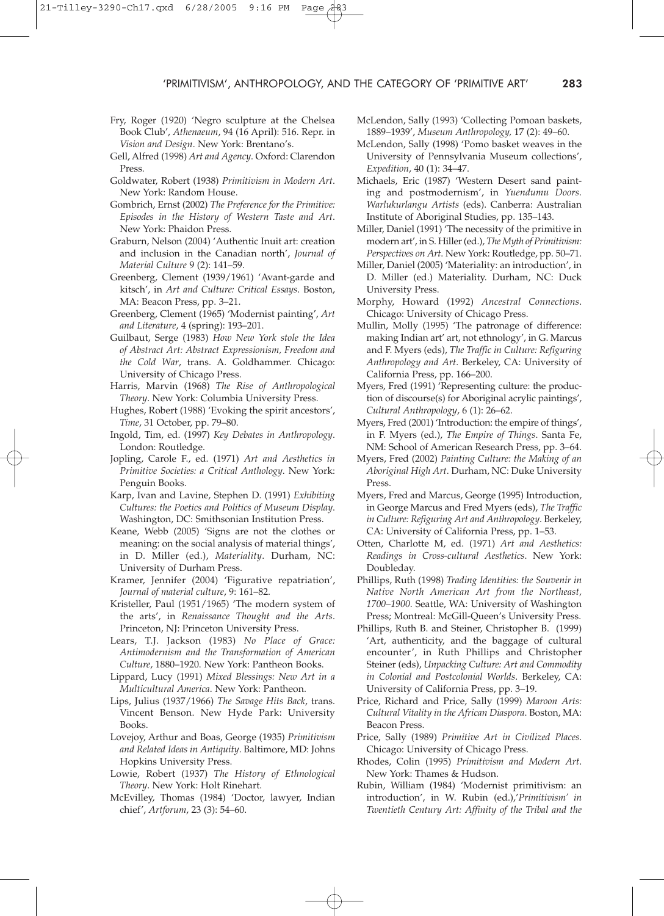Fry, Roger (1920) 'Negro sculpture at the Chelsea Book Club', *Athenaeum*, 94 (16 April): 516. Repr. in *Vision and Design*. New York: Brentano's.

Gell, Alfred (1998) *Art and Agency*. Oxford: Clarendon Press.

Goldwater, Robert (1938) *Primitivism in Modern Art*. New York: Random House.

Gombrich, Ernst (2002) *The Preference for the Primitive: Episodes in the History of Western Taste and Art*. New York: Phaidon Press.

Graburn, Nelson (2004) 'Authentic Inuit art: creation and inclusion in the Canadian north', *Journal of Material Culture* 9 (2): 141–59.

Greenberg, Clement (1939/1961) 'Avant-garde and kitsch', in *Art and Culture: Critical Essays*. Boston, MA: Beacon Press, pp. 3–21.

Greenberg, Clement (1965) 'Modernist painting', *Art and Literature*, 4 (spring): 193–201.

Guilbaut, Serge (1983) *How New York stole the Idea of Abstract Art: Abstract Expressionism, Freedom and the Cold War*, trans. A. Goldhammer. Chicago: University of Chicago Press.

Harris, Marvin (1968) *The Rise of Anthropological Theory*. New York: Columbia University Press.

Hughes, Robert (1988) 'Evoking the spirit ancestors', *Time*, 31 October, pp. 79–80.

Ingold, Tim, ed. (1997) *Key Debates in Anthropology*. London: Routledge.

Jopling, Carole F., ed. (1971) *Art and Aesthetics in Primitive Societies: a Critical Anthology*. New York: Penguin Books.

Karp, Ivan and Lavine, Stephen D. (1991) *Exhibiting Cultures: the Poetics and Politics of Museum Display*. Washington, DC: Smithsonian Institution Press.

Keane, Webb (2005) 'Signs are not the clothes or meaning: on the social analysis of material things', in D. Miller (ed.), *Materiality*. Durham, NC: University of Durham Press.

Kramer, Jennifer (2004) 'Figurative repatriation', *Journal of material culture*, 9: 161–82.

Kristeller, Paul (1951/1965) 'The modern system of the arts', in *Renaissance Thought and the Arts*. Princeton, NJ: Princeton University Press.

Lears, T.J. Jackson (1983) *No Place of Grace: Antimodernism and the Transformation of American Culture*, 1880–1920. New York: Pantheon Books.

Lippard, Lucy (1991) *Mixed Blessings: New Art in a Multicultural America*. New York: Pantheon.

Lips, Julius (1937/1966) *The Savage Hits Back*, trans. Vincent Benson. New Hyde Park: University Books.

Lovejoy, Arthur and Boas, George (1935) *Primitivism and Related Ideas in Antiquity*. Baltimore, MD: Johns Hopkins University Press.

Lowie, Robert (1937) *The History of Ethnological Theory*. New York: Holt Rinehart.

McEvilley, Thomas (1984) 'Doctor, lawyer, Indian chief', *Artforum*, 23 (3): 54–60.

McLendon, Sally (1993) 'Collecting Pomoan baskets, 1889–1939', *Museum Anthropology*, 17 (2): 49–60.

McLendon, Sally (1998) 'Pomo basket weaves in the University of Pennsylvania Museum collections', *Expedition*, 40 (1): 34–47.

Michaels, Eric (1987) 'Western Desert sand painting and postmodernism', in *Yuendumu Doors. Warlukurlangu Artists* (eds). Canberra: Australian Institute of Aboriginal Studies, pp. 135–143.

Miller, Daniel (1991) 'The necessity of the primitive in modern art', in S. Hiller (ed.), *The Myth of Primitivism: Perspectives on Art*. New York: Routledge, pp. 50–71.

Miller, Daniel (2005) 'Materiality: an introduction', in D. Miller (ed.) Materiality. Durham, NC: Duck University Press.

Morphy, Howard (1992) *Ancestral Connections*. Chicago: University of Chicago Press.

Mullin, Molly (1995) 'The patronage of difference: making Indian art' art, not ethnology', in G. Marcus and F. Myers (eds), *The Traffic in Culture: Refiguring Anthropology and Art*. Berkeley, CA: University of California Press, pp. 166–200.

Myers, Fred (1991) 'Representing culture: the production of discourse(s) for Aboriginal acrylic paintings', *Cultural Anthropology*, 6 (1): 26–62.

Myers, Fred (2001) 'Introduction: the empire of things', in F. Myers (ed.), *The Empire of Things*. Santa Fe, NM: School of American Research Press, pp. 3–64.

Myers, Fred (2002) *Painting Culture: the Making of an Aboriginal High Art*. Durham, NC: Duke University Press.

Myers, Fred and Marcus, George (1995) Introduction, in George Marcus and Fred Myers (eds), *The Traffic in Culture: Refiguring Art and Anthropology*. Berkeley, CA: University of California Press, pp. 1–53.

Otten, Charlotte M, ed. (1971) *Art and Aesthetics: Readings in Cross-cultural Aesthetics*. New York: Doubleday.

Phillips, Ruth (1998) *Trading Identities: the Souvenir in Native North American Art from the Northeast, 1700–1900*. Seattle, WA: University of Washington Press; Montreal: McGill-Queen's University Press.

Phillips, Ruth B. and Steiner, Christopher B. (1999) 'Art, authenticity, and the baggage of cultural encounter', in Ruth Phillips and Christopher Steiner (eds), *Unpacking Culture: Art and Commodity in Colonial and Postcolonial Worlds*. Berkeley, CA: University of California Press, pp. 3–19.

Price, Richard and Price, Sally (1999) *Maroon Arts: Cultural Vitality in the African Diaspora*. Boston, MA: Beacon Press.

Price, Sally (1989) *Primitive Art in Civilized Places*. Chicago: University of Chicago Press.

Rhodes, Colin (1995) *Primitivism and Modern Art*. New York: Thames & Hudson.

Rubin, William (1984) 'Modernist primitivism: an introduction', in W. Rubin (ed.),*'Primitivism' in Twentieth Century Art: Affinity of the Tribal and the*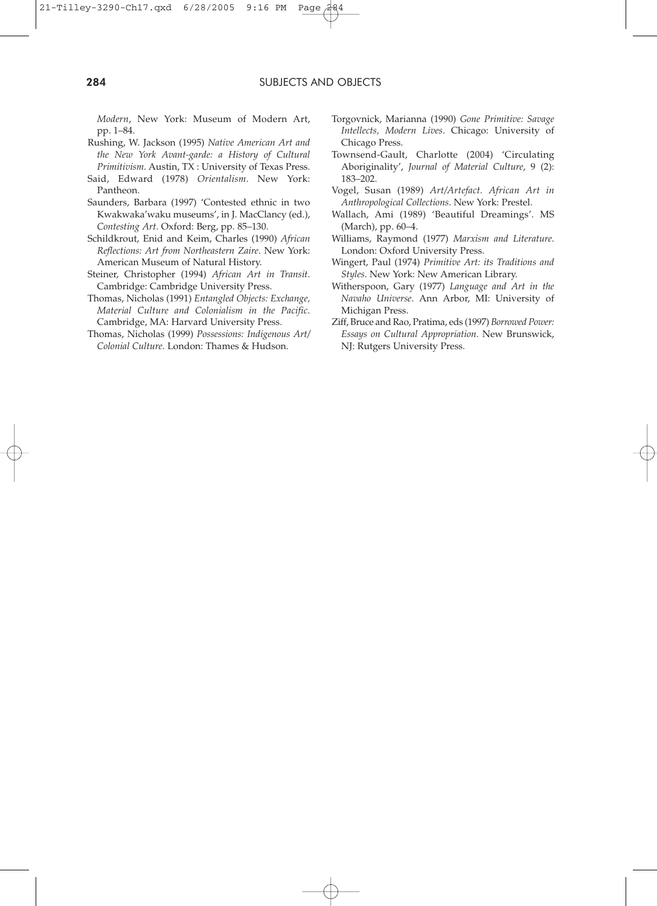*Modern*, New York: Museum of Modern Art, pp. 1–84.

Rushing, W. Jackson (1995) *Native American Art and the New York Avant-garde: a History of Cultural Primitivism*. Austin, TX : University of Texas Press.

Said, Edward (1978) *Orientalism*. New York: Pantheon.

Saunders, Barbara (1997) 'Contested ethnic in two Kwakwaka'waku museums', in J. MacClancy (ed.), *Contesting Art*. Oxford: Berg, pp. 85–130.

Schildkrout, Enid and Keim, Charles (1990) *African Reflections: Art from Northeastern Zaire*. New York: American Museum of Natural History.

Steiner, Christopher (1994) *African Art in Transit*. Cambridge: Cambridge University Press.

Thomas, Nicholas (1991) *Entangled Objects: Exchange, Material Culture and Colonialism in the Pacific*. Cambridge, MA: Harvard University Press.

Thomas, Nicholas (1999) *Possessions: Indigenous Art/ Colonial Culture*. London: Thames & Hudson.

Torgovnick, Marianna (1990) *Gone Primitive: Savage Intellects, Modern Lives*. Chicago: University of Chicago Press.

Townsend-Gault, Charlotte (2004) 'Circulating Aboriginality', *Journal of Material Culture*, 9 (2): 183–202.

Vogel, Susan (1989) *Art/Artefact. African Art in Anthropological Collections*. New York: Prestel.

Wallach, Ami (1989) 'Beautiful Dreamings'. MS (March), pp. 60–4.

Williams, Raymond (1977) *Marxism and Literature*. London: Oxford University Press.

Wingert, Paul (1974) *Primitive Art: its Traditions and Styles*. New York: New American Library.

Witherspoon, Gary (1977) *Language and Art in the Navaho Universe*. Ann Arbor, MI: University of Michigan Press.

Ziff, Bruce and Rao, Pratima, eds (1997) *Borrowed Power: Essays on Cultural Appropriation*. New Brunswick, NJ: Rutgers University Press.